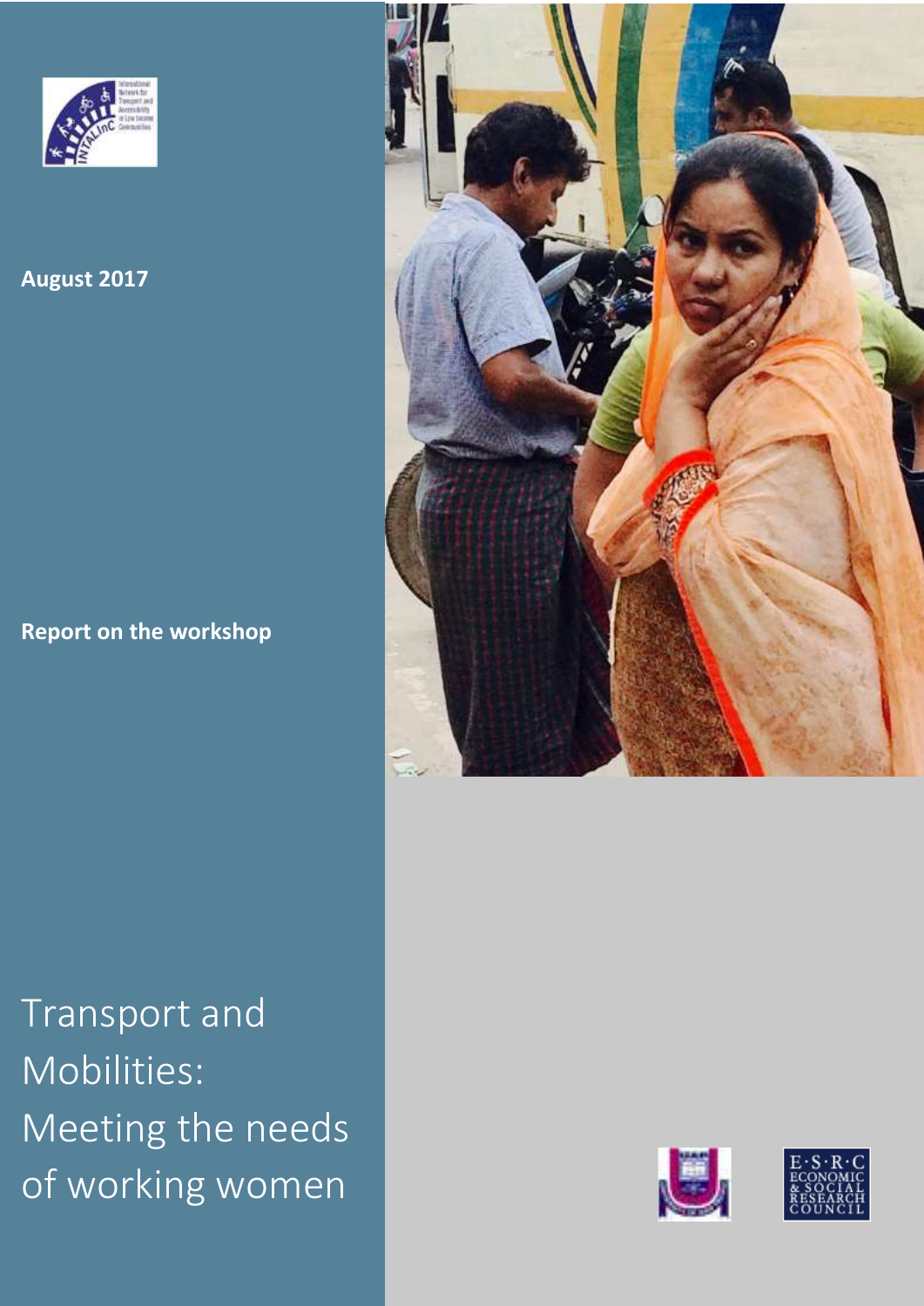August 2017

Report on the workshop

# Transport and Mobilities: Meeting the needs of working women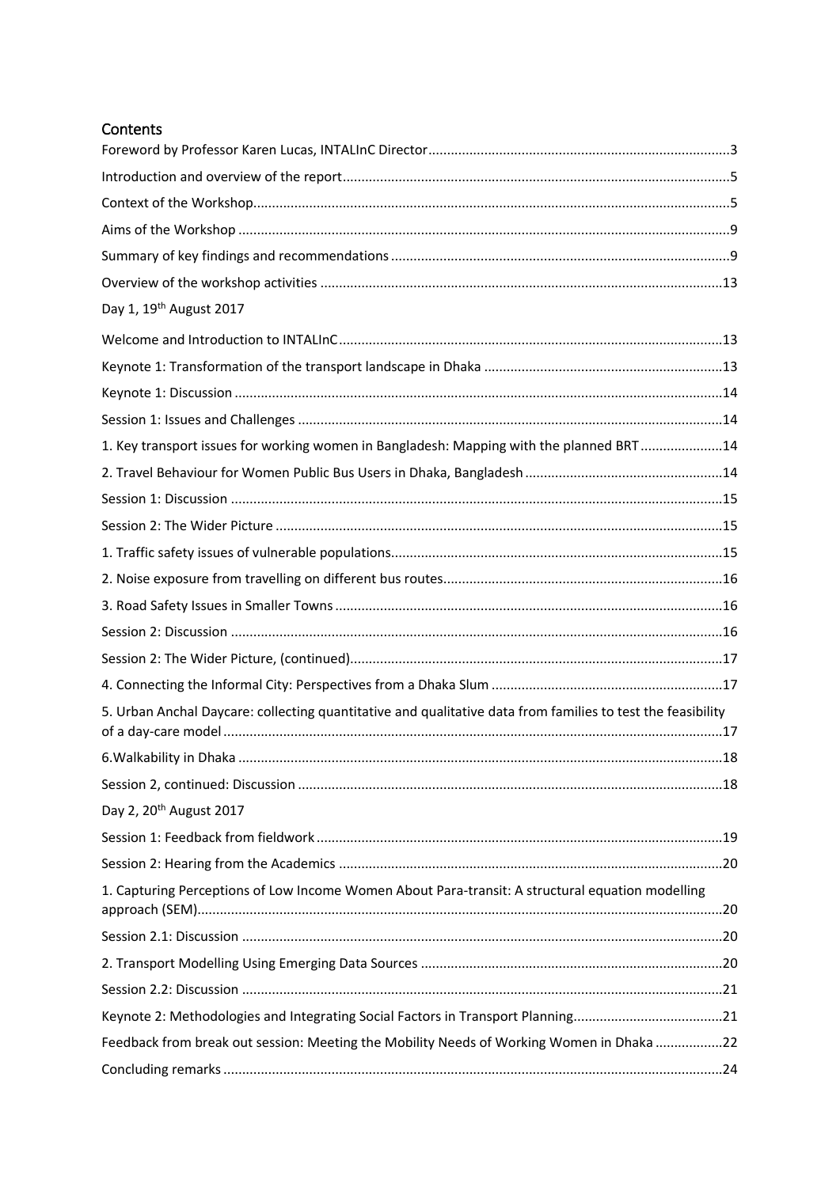## Contents

Foreword by Professor Karen Lucas, INTALInC Director ............ 3

Introduction and overview of the report ............ 5

Context of the Workshop ............ 5

Aims of the Workshop ............ 9

Summary of key findings and recommendations ............ 9

Overview of the workshop activities ............ 13

Day 1, 19th August 2017

Welcome and Introduction to INTALInC ............ 13

Keynote 1: Transformation of the transport landscape in Dhaka ............ 13

Keynote 1: Discussion ............ 14

Session 1: Issues and Challenges ............ 14

1. Key transport issues for working women in Bangladesh: Mapping with the planned BRT ............ 14

2. Travel Behaviour for Women Public Bus Users in Dhaka, Bangladesh ............ 14

Session 1: Discussion ............ 15

Session 2: The Wider Picture ............ 15

1. Traffic safety issues of vulnerable populations ............ 15

2. Noise exposure from travelling on different bus routes ............ 16

3. Road Safety Issues in Smaller Towns ............ 16

Session 2: Discussion ............ 16

Session 2: The Wider Picture, (continued) ............ 17

4. Connecting the Informal City: Perspectives from a Dhaka Slum ............ 17

5. Urban Anchal Daycare: collecting quantitative and qualitative data from families to test the feasibility of a day-care model ............ 17

6.Walkability in Dhaka ............ 18

Session 2, continued: Discussion ............ 18

Day 2, 20th August 2017

Session 1: Feedback from fieldwork ............ 19

Session 2: Hearing from the Academics ............ 20

1. Capturing Perceptions of Low Income Women About Para-transit: A structural equation modelling approach (SEM) ............ 20

Session 2.1: Discussion ............ 20

2. Transport Modelling Using Emerging Data Sources ............ 20

Session 2.2: Discussion ............ 21

Keynote 2: Methodologies and Integrating Social Factors in Transport Planning ............ 21

Feedback from break out session: Meeting the Mobility Needs of Working Women in Dhaka ............ 22

Concluding remarks ............ 24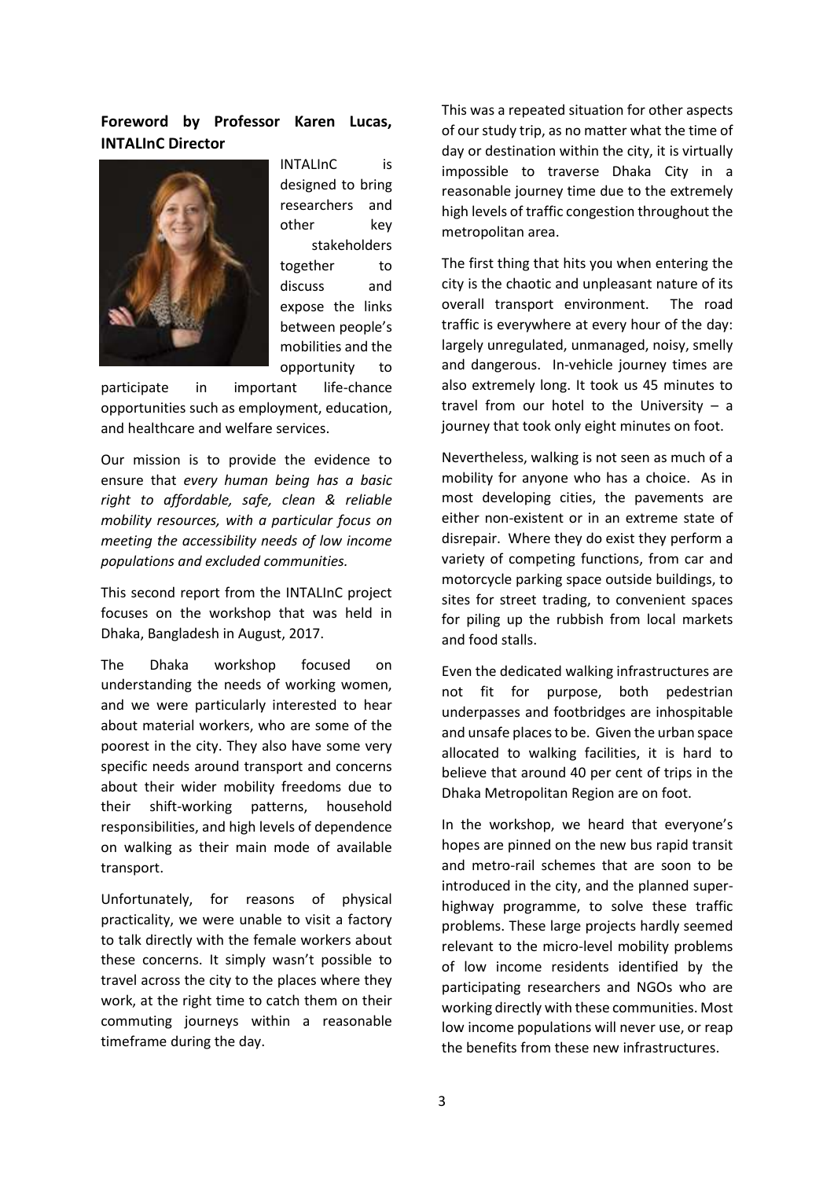**Foreword by Professor Karen Lucas, INTALInC Director**

INTALInC is designed to bring researchers and other key stakeholders together to discuss and expose the links between people's mobilities and the opportunity to participate in important life-chance opportunities such as employment, education, and healthcare and welfare services.

Our mission is to provide the evidence to ensure that *every human being has a basic right to affordable, safe, clean & reliable mobility resources, with a particular focus on meeting the accessibility needs of low income populations and excluded communities.*

This second report from the INTALInC project focuses on the workshop that was held in Dhaka, Bangladesh in August, 2017.

The Dhaka workshop focused on understanding the needs of working women, and we were particularly interested to hear about material workers, who are some of the poorest in the city. They also have some very specific needs around transport and concerns about their wider mobility freedoms due to their shift-working patterns, household responsibilities, and high levels of dependence on walking as their main mode of available transport.

Unfortunately, for reasons of physical practicality, we were unable to visit a factory to talk directly with the female workers about these concerns. It simply wasn't possible to travel across the city to the places where they work, at the right time to catch them on their commuting journeys within a reasonable timeframe during the day.

This was a repeated situation for other aspects of our study trip, as no matter what the time of day or destination within the city, it is virtually impossible to traverse Dhaka City in a reasonable journey time due to the extremely high levels of traffic congestion throughout the metropolitan area.

The first thing that hits you when entering the city is the chaotic and unpleasant nature of its overall transport environment. The road traffic is everywhere at every hour of the day: largely unregulated, unmanaged, noisy, smelly and dangerous. In-vehicle journey times are also extremely long. It took us 45 minutes to travel from our hotel to the University – a journey that took only eight minutes on foot.

Nevertheless, walking is not seen as much of a mobility for anyone who has a choice. As in most developing cities, the pavements are either non-existent or in an extreme state of disrepair. Where they do exist they perform a variety of competing functions, from car and motorcycle parking space outside buildings, to sites for street trading, to convenient spaces for piling up the rubbish from local markets and food stalls.

Even the dedicated walking infrastructures are not fit for purpose, both pedestrian underpasses and footbridges are inhospitable and unsafe places to be. Given the urban space allocated to walking facilities, it is hard to believe that around 40 per cent of trips in the Dhaka Metropolitan Region are on foot.

In the workshop, we heard that everyone's hopes are pinned on the new bus rapid transit and metro-rail schemes that are soon to be introduced in the city, and the planned super-highway programme, to solve these traffic problems. These large projects hardly seemed relevant to the micro-level mobility problems of low income residents identified by the participating researchers and NGOs who are working directly with these communities. Most low income populations will never use, or reap the benefits from these new infrastructures.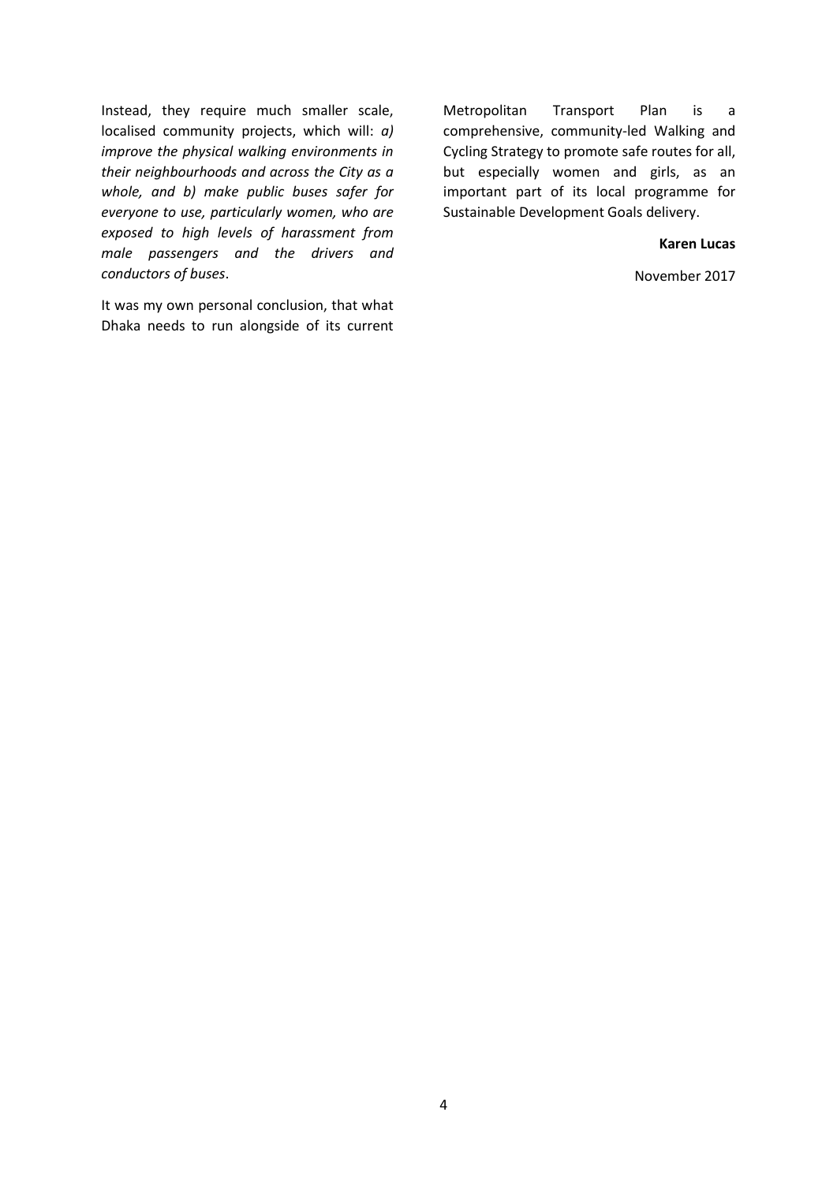Instead, they require much smaller scale, localised community projects, which will: *a) improve the physical walking environments in their neighbourhoods and across the City as a whole, and b) make public buses safer for everyone to use, particularly women, who are exposed to high levels of harassment from male passengers and the drivers and conductors of buses*.

It was my own personal conclusion, that what Dhaka needs to run alongside of its current Metropolitan Transport Plan is a comprehensive, community-led Walking and Cycling Strategy to promote safe routes for all, but especially women and girls, as an important part of its local programme for Sustainable Development Goals delivery.

**Karen Lucas**

November 2017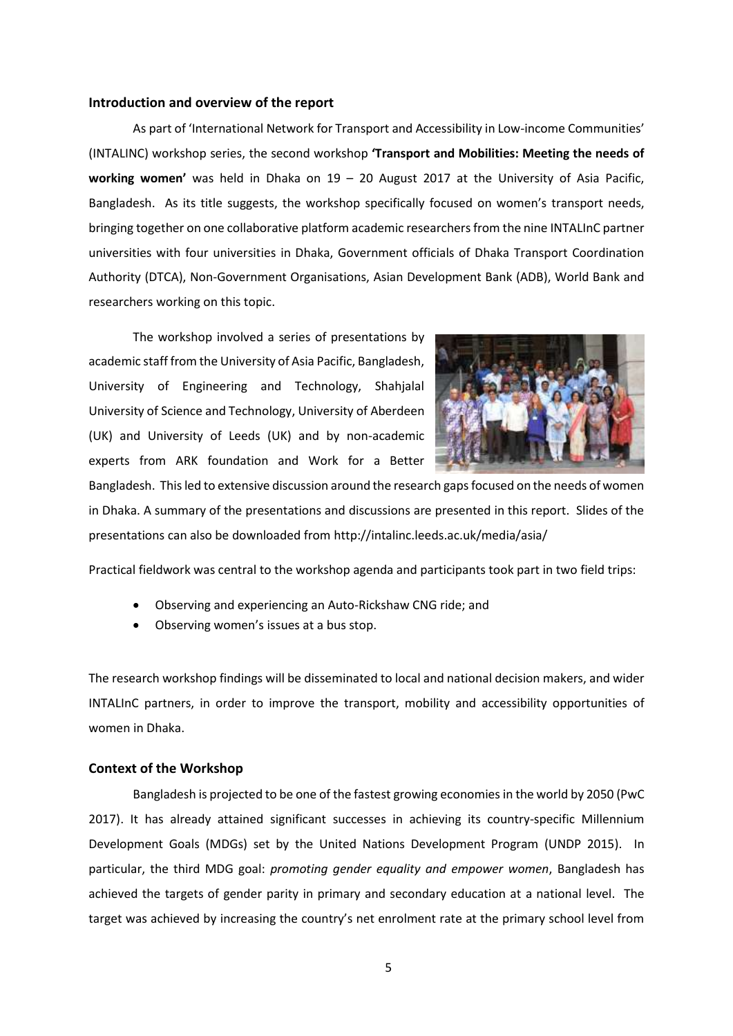## Introduction and overview of the report

As part of 'International Network for Transport and Accessibility in Low-income Communities' (INTALINC) workshop series, the second workshop **'Transport and Mobilities: Meeting the needs of working women'** was held in Dhaka on 19 – 20 August 2017 at the University of Asia Pacific, Bangladesh. As its title suggests, the workshop specifically focused on women's transport needs, bringing together on one collaborative platform academic researchers from the nine INTALInC partner universities with four universities in Dhaka, Government officials of Dhaka Transport Coordination Authority (DTCA), Non-Government Organisations, Asian Development Bank (ADB), World Bank and researchers working on this topic.

The workshop involved a series of presentations by academic staff from the University of Asia Pacific, Bangladesh, University of Engineering and Technology, Shahjalal University of Science and Technology, University of Aberdeen (UK) and University of Leeds (UK) and by non-academic experts from ARK foundation and Work for a Better Bangladesh. This led to extensive discussion around the research gaps focused on the needs of women in Dhaka. A summary of the presentations and discussions are presented in this report. Slides of the presentations can also be downloaded from http://intalinc.leeds.ac.uk/media/asia/

Practical fieldwork was central to the workshop agenda and participants took part in two field trips:

- Observing and experiencing an Auto-Rickshaw CNG ride; and
- Observing women's issues at a bus stop.

The research workshop findings will be disseminated to local and national decision makers, and wider INTALInC partners, in order to improve the transport, mobility and accessibility opportunities of women in Dhaka.

## Context of the Workshop

Bangladesh is projected to be one of the fastest growing economies in the world by 2050 (PwC 2017). It has already attained significant successes in achieving its country-specific Millennium Development Goals (MDGs) set by the United Nations Development Program (UNDP 2015). In particular, the third MDG goal: *promoting gender equality and empower women*, Bangladesh has achieved the targets of gender parity in primary and secondary education at a national level. The target was achieved by increasing the country's net enrolment rate at the primary school level from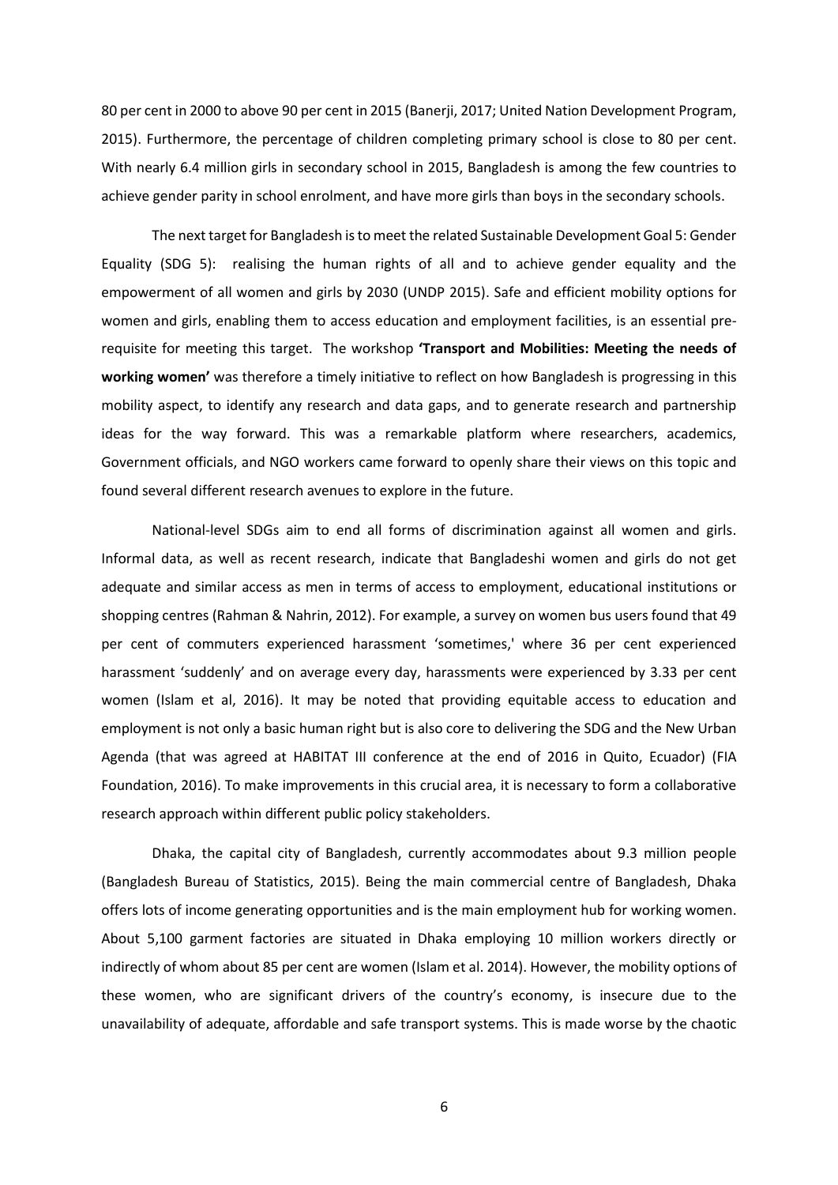80 per cent in 2000 to above 90 per cent in 2015 (Banerji, 2017; United Nation Development Program, 2015). Furthermore, the percentage of children completing primary school is close to 80 per cent. With nearly 6.4 million girls in secondary school in 2015, Bangladesh is among the few countries to achieve gender parity in school enrolment, and have more girls than boys in the secondary schools.

The next target for Bangladesh is to meet the related Sustainable Development Goal 5: Gender Equality (SDG 5): realising the human rights of all and to achieve gender equality and the empowerment of all women and girls by 2030 (UNDP 2015). Safe and efficient mobility options for women and girls, enabling them to access education and employment facilities, is an essential pre-requisite for meeting this target. The workshop **'Transport and Mobilities: Meeting the needs of working women'** was therefore a timely initiative to reflect on how Bangladesh is progressing in this mobility aspect, to identify any research and data gaps, and to generate research and partnership ideas for the way forward. This was a remarkable platform where researchers, academics, Government officials, and NGO workers came forward to openly share their views on this topic and found several different research avenues to explore in the future.

National-level SDGs aim to end all forms of discrimination against all women and girls. Informal data, as well as recent research, indicate that Bangladeshi women and girls do not get adequate and similar access as men in terms of access to employment, educational institutions or shopping centres (Rahman & Nahrin, 2012). For example, a survey on women bus users found that 49 per cent of commuters experienced harassment 'sometimes,' where 36 per cent experienced harassment 'suddenly' and on average every day, harassments were experienced by 3.33 per cent women (Islam et al, 2016). It may be noted that providing equitable access to education and employment is not only a basic human right but is also core to delivering the SDG and the New Urban Agenda (that was agreed at HABITAT III conference at the end of 2016 in Quito, Ecuador) (FIA Foundation, 2016). To make improvements in this crucial area, it is necessary to form a collaborative research approach within different public policy stakeholders.

Dhaka, the capital city of Bangladesh, currently accommodates about 9.3 million people (Bangladesh Bureau of Statistics, 2015). Being the main commercial centre of Bangladesh, Dhaka offers lots of income generating opportunities and is the main employment hub for working women. About 5,100 garment factories are situated in Dhaka employing 10 million workers directly or indirectly of whom about 85 per cent are women (Islam et al. 2014). However, the mobility options of these women, who are significant drivers of the country's economy, is insecure due to the unavailability of adequate, affordable and safe transport systems. This is made worse by the chaotic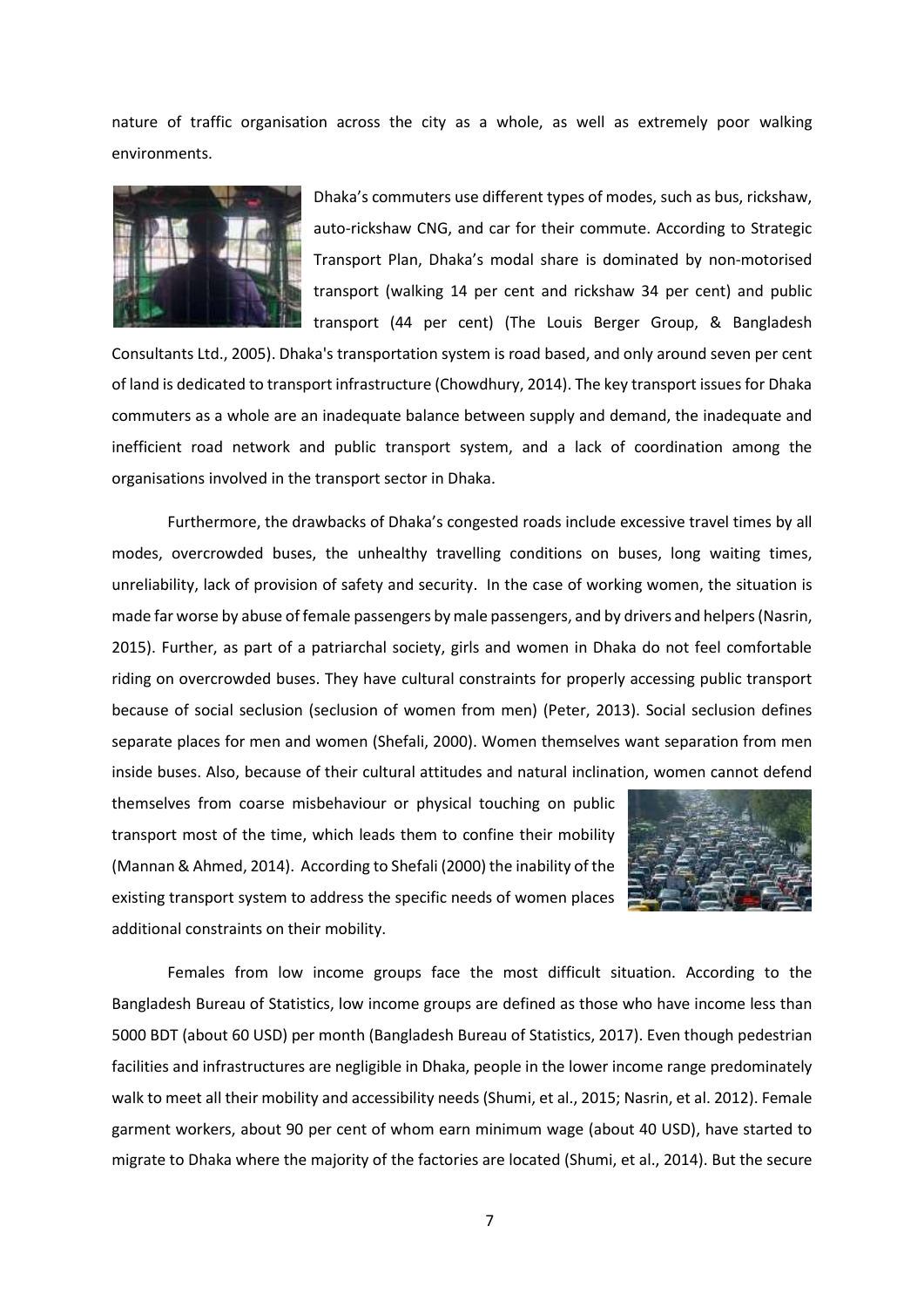nature of traffic organisation across the city as a whole, as well as extremely poor walking environments.

Dhaka's commuters use different types of modes, such as bus, rickshaw, auto-rickshaw CNG, and car for their commute. According to Strategic Transport Plan, Dhaka's modal share is dominated by non-motorised transport (walking 14 per cent and rickshaw 34 per cent) and public transport (44 per cent) (The Louis Berger Group, & Bangladesh Consultants Ltd., 2005). Dhaka's transportation system is road based, and only around seven per cent of land is dedicated to transport infrastructure (Chowdhury, 2014). The key transport issues for Dhaka commuters as a whole are an inadequate balance between supply and demand, the inadequate and inefficient road network and public transport system, and a lack of coordination among the organisations involved in the transport sector in Dhaka.

Furthermore, the drawbacks of Dhaka's congested roads include excessive travel times by all modes, overcrowded buses, the unhealthy travelling conditions on buses, long waiting times, unreliability, lack of provision of safety and security. In the case of working women, the situation is made far worse by abuse of female passengers by male passengers, and by drivers and helpers (Nasrin, 2015). Further, as part of a patriarchal society, girls and women in Dhaka do not feel comfortable riding on overcrowded buses. They have cultural constraints for properly accessing public transport because of social seclusion (seclusion of women from men) (Peter, 2013). Social seclusion defines separate places for men and women (Shefali, 2000). Women themselves want separation from men inside buses. Also, because of their cultural attitudes and natural inclination, women cannot defend themselves from coarse misbehaviour or physical touching on public transport most of the time, which leads them to confine their mobility (Mannan & Ahmed, 2014). According to Shefali (2000) the inability of the existing transport system to address the specific needs of women places additional constraints on their mobility.

Females from low income groups face the most difficult situation. According to the Bangladesh Bureau of Statistics, low income groups are defined as those who have income less than 5000 BDT (about 60 USD) per month (Bangladesh Bureau of Statistics, 2017). Even though pedestrian facilities and infrastructures are negligible in Dhaka, people in the lower income range predominately walk to meet all their mobility and accessibility needs (Shumi, et al., 2015; Nasrin, et al. 2012). Female garment workers, about 90 per cent of whom earn minimum wage (about 40 USD), have started to migrate to Dhaka where the majority of the factories are located (Shumi, et al., 2014). But the secure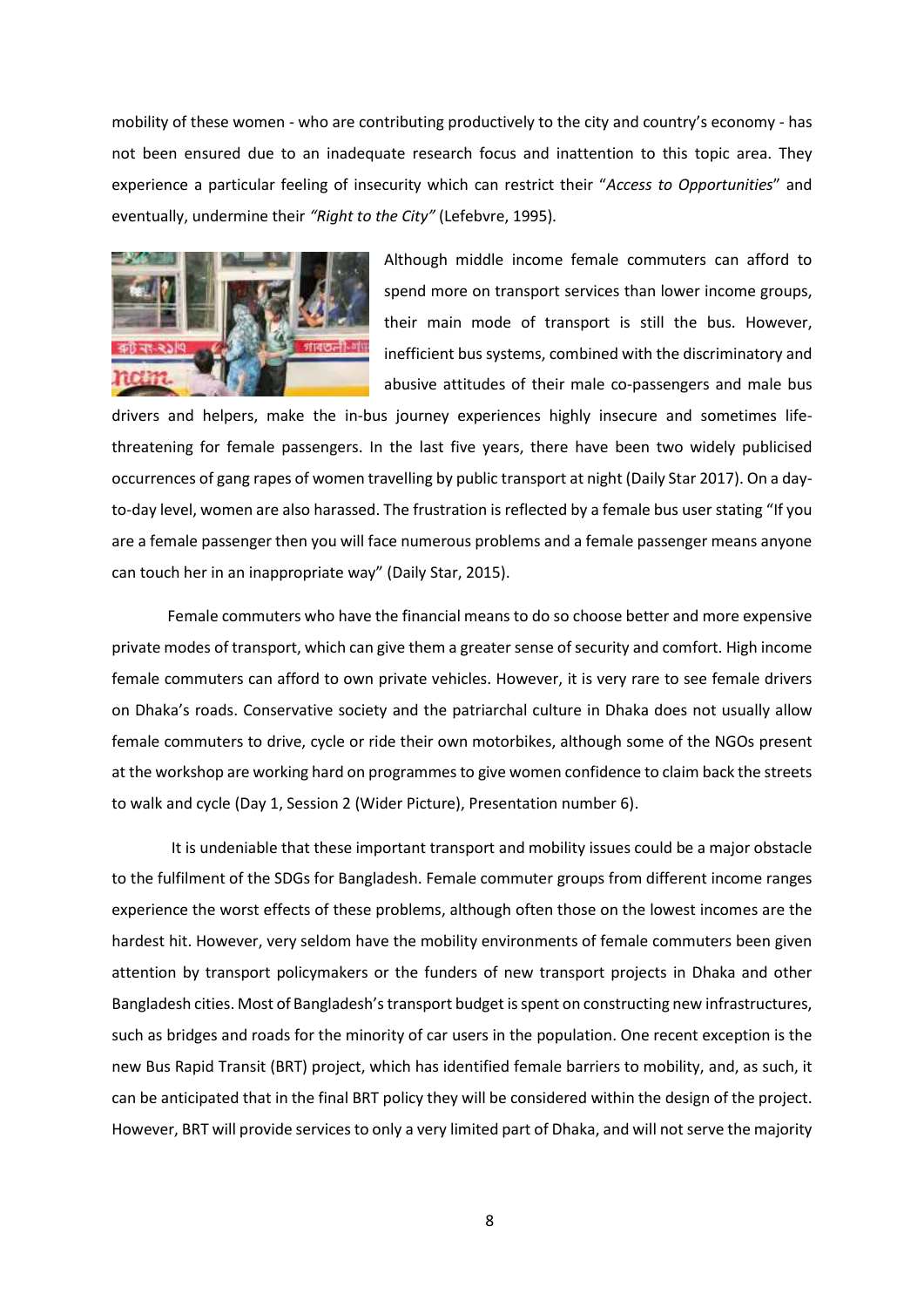mobility of these women - who are contributing productively to the city and country's economy - has not been ensured due to an inadequate research focus and inattention to this topic area. They experience a particular feeling of insecurity which can restrict their "*Access to Opportunities*" and eventually, undermine their *"Right to the City"* (Lefebvre, 1995).

Although middle income female commuters can afford to spend more on transport services than lower income groups, their main mode of transport is still the bus. However, inefficient bus systems, combined with the discriminatory and abusive attitudes of their male co-passengers and male bus drivers and helpers, make the in-bus journey experiences highly insecure and sometimes life-threatening for female passengers. In the last five years, there have been two widely publicised occurrences of gang rapes of women travelling by public transport at night (Daily Star 2017). On a day-to-day level, women are also harassed. The frustration is reflected by a female bus user stating "If you are a female passenger then you will face numerous problems and a female passenger means anyone can touch her in an inappropriate way" (Daily Star, 2015).

Female commuters who have the financial means to do so choose better and more expensive private modes of transport, which can give them a greater sense of security and comfort. High income female commuters can afford to own private vehicles. However, it is very rare to see female drivers on Dhaka's roads. Conservative society and the patriarchal culture in Dhaka does not usually allow female commuters to drive, cycle or ride their own motorbikes, although some of the NGOs present at the workshop are working hard on programmes to give women confidence to claim back the streets to walk and cycle (Day 1, Session 2 (Wider Picture), Presentation number 6).

It is undeniable that these important transport and mobility issues could be a major obstacle to the fulfilment of the SDGs for Bangladesh. Female commuter groups from different income ranges experience the worst effects of these problems, although often those on the lowest incomes are the hardest hit. However, very seldom have the mobility environments of female commuters been given attention by transport policymakers or the funders of new transport projects in Dhaka and other Bangladesh cities. Most of Bangladesh's transport budget is spent on constructing new infrastructures, such as bridges and roads for the minority of car users in the population. One recent exception is the new Bus Rapid Transit (BRT) project, which has identified female barriers to mobility, and, as such, it can be anticipated that in the final BRT policy they will be considered within the design of the project. However, BRT will provide services to only a very limited part of Dhaka, and will not serve the majority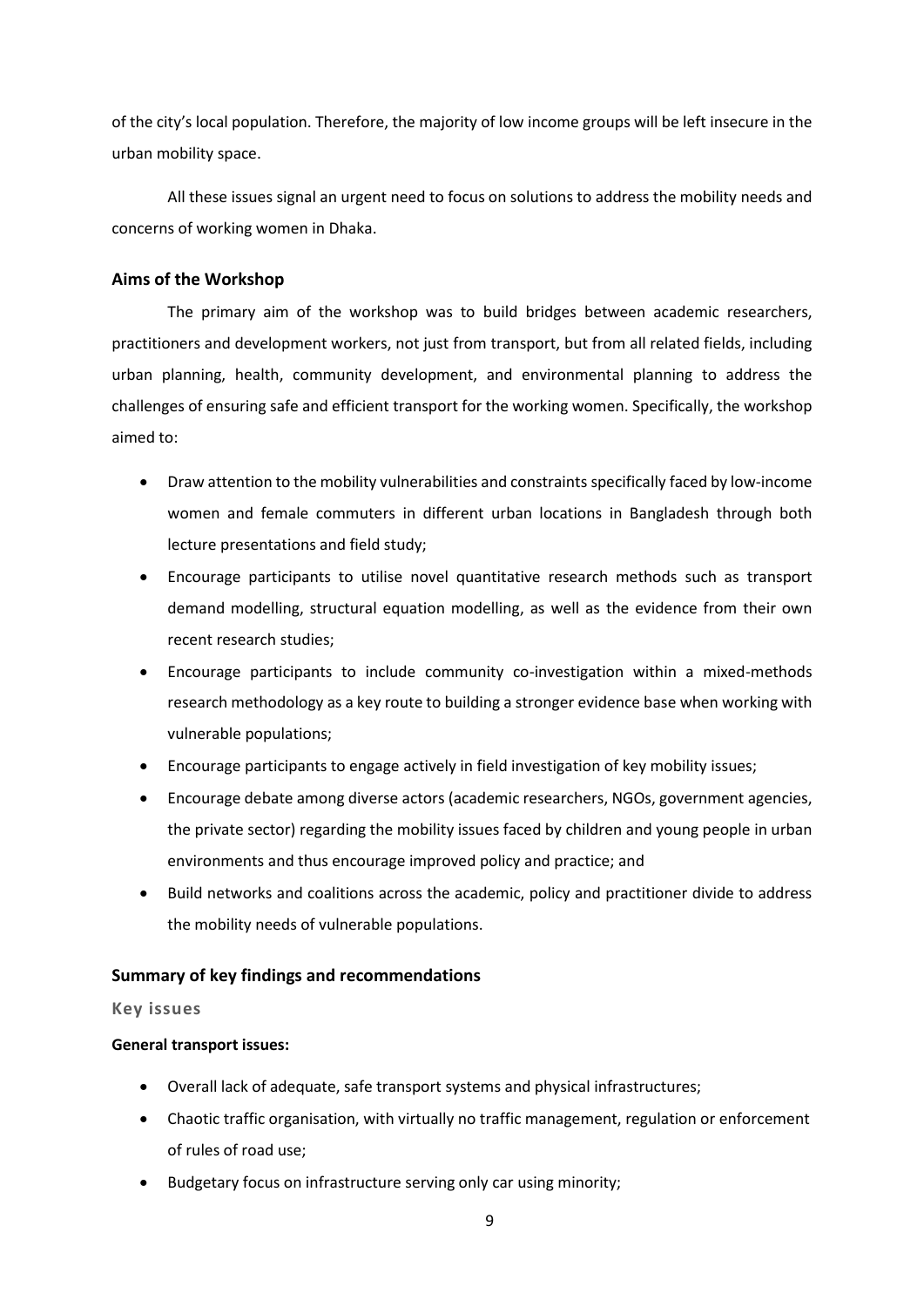of the city's local population. Therefore, the majority of low income groups will be left insecure in the urban mobility space.

All these issues signal an urgent need to focus on solutions to address the mobility needs and concerns of working women in Dhaka.

## Aims of the Workshop

The primary aim of the workshop was to build bridges between academic researchers, practitioners and development workers, not just from transport, but from all related fields, including urban planning, health, community development, and environmental planning to address the challenges of ensuring safe and efficient transport for the working women. Specifically, the workshop aimed to:

- Draw attention to the mobility vulnerabilities and constraints specifically faced by low-income women and female commuters in different urban locations in Bangladesh through both lecture presentations and field study;
- Encourage participants to utilise novel quantitative research methods such as transport demand modelling, structural equation modelling, as well as the evidence from their own recent research studies;
- Encourage participants to include community co-investigation within a mixed-methods research methodology as a key route to building a stronger evidence base when working with vulnerable populations;
- Encourage participants to engage actively in field investigation of key mobility issues;
- Encourage debate among diverse actors (academic researchers, NGOs, government agencies, the private sector) regarding the mobility issues faced by children and young people in urban environments and thus encourage improved policy and practice; and
- Build networks and coalitions across the academic, policy and practitioner divide to address the mobility needs of vulnerable populations.

## Summary of key findings and recommendations

### Key issues

**General transport issues:**

- Overall lack of adequate, safe transport systems and physical infrastructures;
- Chaotic traffic organisation, with virtually no traffic management, regulation or enforcement of rules of road use;
- Budgetary focus on infrastructure serving only car using minority;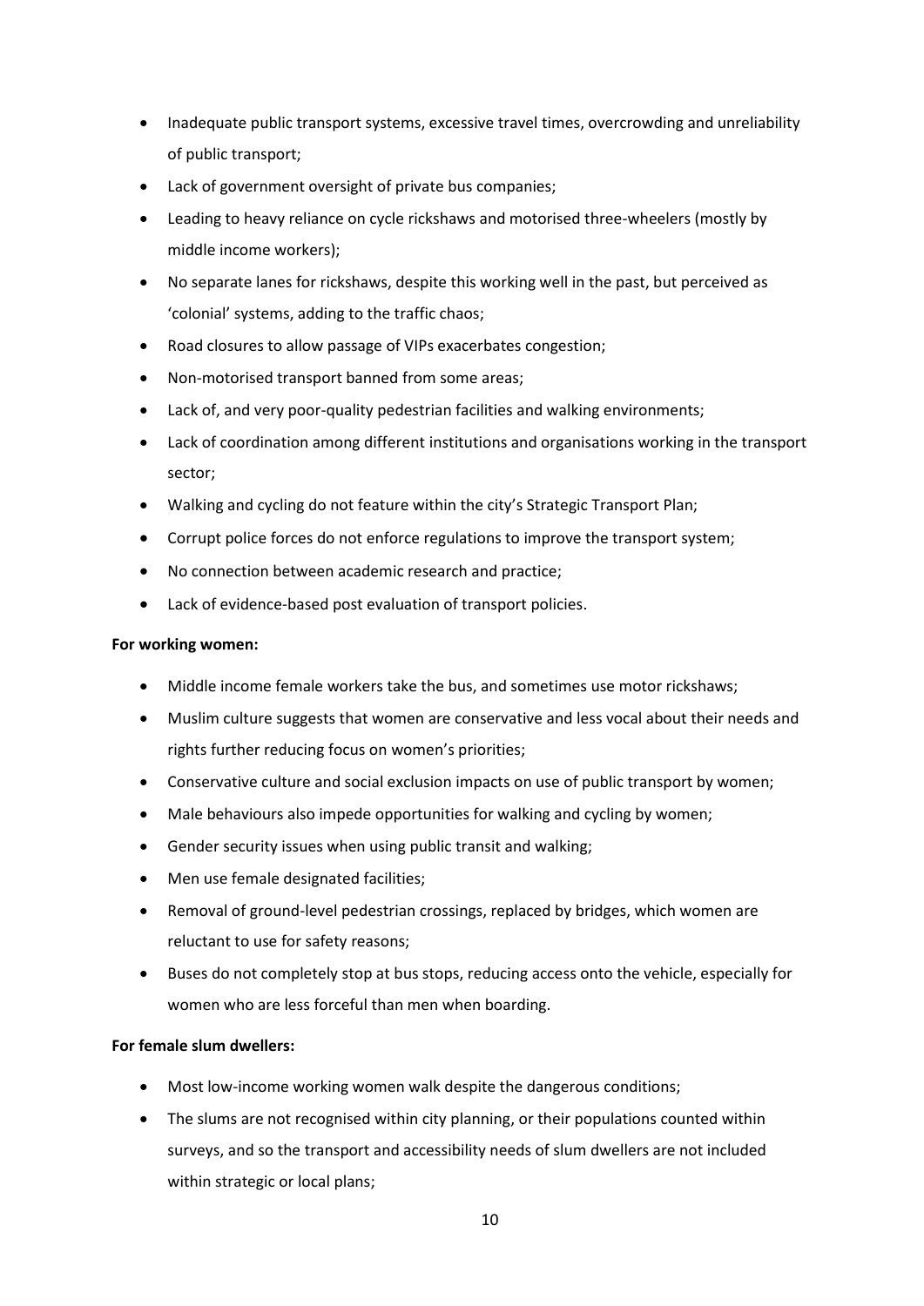- Inadequate public transport systems, excessive travel times, overcrowding and unreliability of public transport;
- Lack of government oversight of private bus companies;
- Leading to heavy reliance on cycle rickshaws and motorised three-wheelers (mostly by middle income workers);
- No separate lanes for rickshaws, despite this working well in the past, but perceived as 'colonial' systems, adding to the traffic chaos;
- Road closures to allow passage of VIPs exacerbates congestion;
- Non-motorised transport banned from some areas;
- Lack of, and very poor-quality pedestrian facilities and walking environments;
- Lack of coordination among different institutions and organisations working in the transport sector;
- Walking and cycling do not feature within the city's Strategic Transport Plan;
- Corrupt police forces do not enforce regulations to improve the transport system;
- No connection between academic research and practice;
- Lack of evidence-based post evaluation of transport policies.

**For working women:**

- Middle income female workers take the bus, and sometimes use motor rickshaws;
- Muslim culture suggests that women are conservative and less vocal about their needs and rights further reducing focus on women's priorities;
- Conservative culture and social exclusion impacts on use of public transport by women;
- Male behaviours also impede opportunities for walking and cycling by women;
- Gender security issues when using public transit and walking;
- Men use female designated facilities;
- Removal of ground-level pedestrian crossings, replaced by bridges, which women are reluctant to use for safety reasons;
- Buses do not completely stop at bus stops, reducing access onto the vehicle, especially for women who are less forceful than men when boarding.

**For female slum dwellers:**

- Most low-income working women walk despite the dangerous conditions;
- The slums are not recognised within city planning, or their populations counted within surveys, and so the transport and accessibility needs of slum dwellers are not included within strategic or local plans;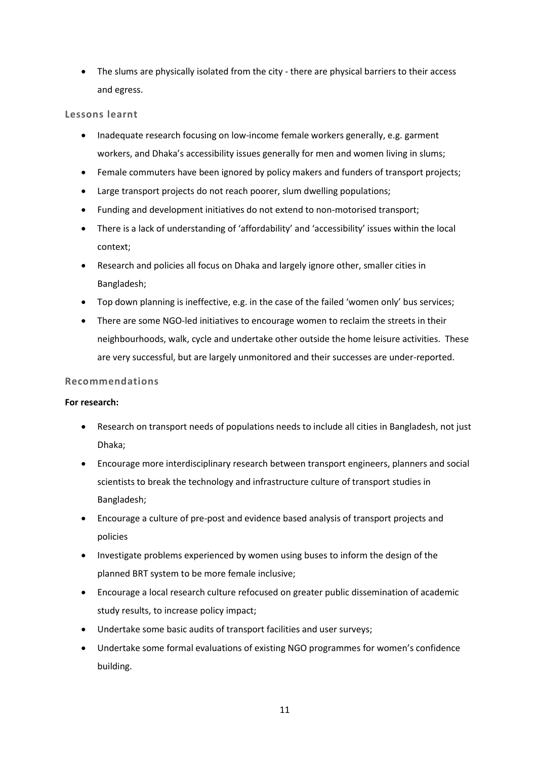- The slums are physically isolated from the city - there are physical barriers to their access and egress.

### Lessons learnt

- Inadequate research focusing on low-income female workers generally, e.g. garment workers, and Dhaka's accessibility issues generally for men and women living in slums;
- Female commuters have been ignored by policy makers and funders of transport projects;
- Large transport projects do not reach poorer, slum dwelling populations;
- Funding and development initiatives do not extend to non-motorised transport;
- There is a lack of understanding of 'affordability' and 'accessibility' issues within the local context;
- Research and policies all focus on Dhaka and largely ignore other, smaller cities in Bangladesh;
- Top down planning is ineffective, e.g. in the case of the failed 'women only' bus services;
- There are some NGO-led initiatives to encourage women to reclaim the streets in their neighbourhoods, walk, cycle and undertake other outside the home leisure activities. These are very successful, but are largely unmonitored and their successes are under-reported.

### Recommendations

**For research:**

- Research on transport needs of populations needs to include all cities in Bangladesh, not just Dhaka;
- Encourage more interdisciplinary research between transport engineers, planners and social scientists to break the technology and infrastructure culture of transport studies in Bangladesh;
- Encourage a culture of pre-post and evidence based analysis of transport projects and policies
- Investigate problems experienced by women using buses to inform the design of the planned BRT system to be more female inclusive;
- Encourage a local research culture refocused on greater public dissemination of academic study results, to increase policy impact;
- Undertake some basic audits of transport facilities and user surveys;
- Undertake some formal evaluations of existing NGO programmes for women's confidence building.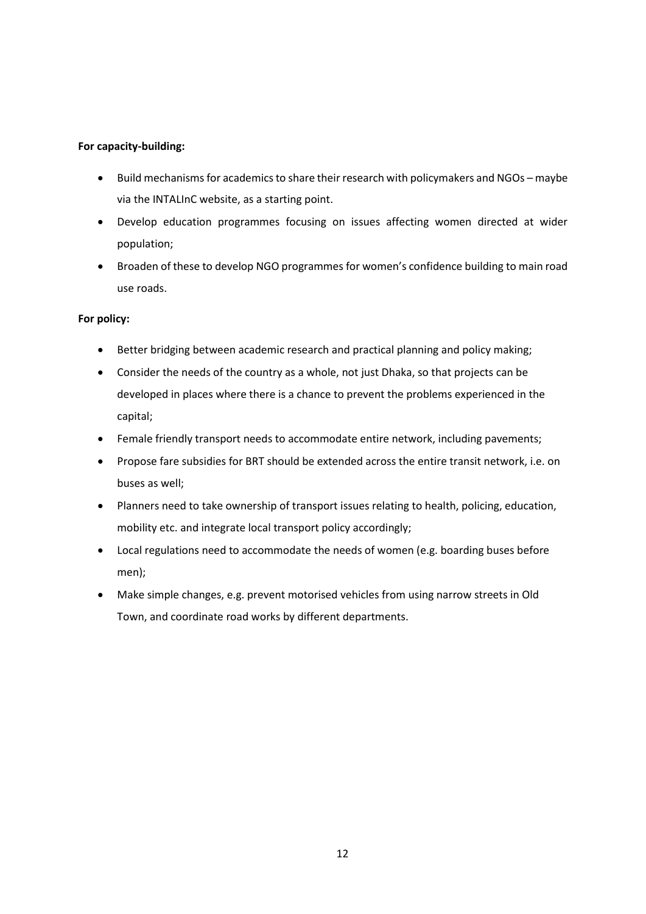**For capacity-building:**

- Build mechanisms for academics to share their research with policymakers and NGOs – maybe via the INTALInC website, as a starting point.
- Develop education programmes focusing on issues affecting women directed at wider population;
- Broaden of these to develop NGO programmes for women's confidence building to main road use roads.

**For policy:**

- Better bridging between academic research and practical planning and policy making;
- Consider the needs of the country as a whole, not just Dhaka, so that projects can be developed in places where there is a chance to prevent the problems experienced in the capital;
- Female friendly transport needs to accommodate entire network, including pavements;
- Propose fare subsidies for BRT should be extended across the entire transit network, i.e. on buses as well;
- Planners need to take ownership of transport issues relating to health, policing, education, mobility etc. and integrate local transport policy accordingly;
- Local regulations need to accommodate the needs of women (e.g. boarding buses before men);
- Make simple changes, e.g. prevent motorised vehicles from using narrow streets in Old Town, and coordinate road works by different departments.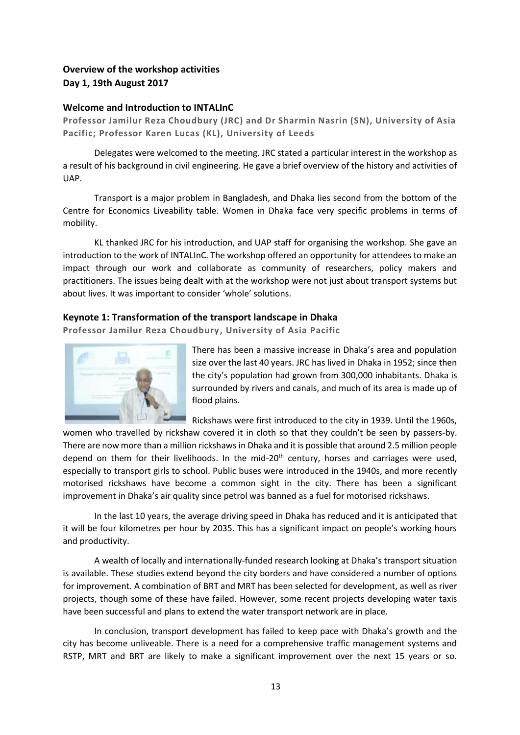## Overview of the workshop activities
## Day 1, 19th August 2017

### Welcome and Introduction to INTALInC

**Professor Jamilur Reza Choudbury (JRC) and Dr Sharmin Nasrin (SN), University of Asia Pacific; Professor Karen Lucas (KL), University of Leeds**

Delegates were welcomed to the meeting. JRC stated a particular interest in the workshop as a result of his background in civil engineering. He gave a brief overview of the history and activities of UAP.

Transport is a major problem in Bangladesh, and Dhaka lies second from the bottom of the Centre for Economics Liveability table. Women in Dhaka face very specific problems in terms of mobility.

KL thanked JRC for his introduction, and UAP staff for organising the workshop. She gave an introduction to the work of INTALInC. The workshop offered an opportunity for attendees to make an impact through our work and collaborate as community of researchers, policy makers and practitioners. The issues being dealt with at the workshop were not just about transport systems but about lives. It was important to consider 'whole' solutions.

### Keynote 1: Transformation of the transport landscape in Dhaka

**Professor Jamilur Reza Choudbury, University of Asia Pacific**

There has been a massive increase in Dhaka's area and population size over the last 40 years. JRC has lived in Dhaka in 1952; since then the city's population had grown from 300,000 inhabitants. Dhaka is surrounded by rivers and canals, and much of its area is made up of flood plains.

Rickshaws were first introduced to the city in 1939. Until the 1960s, women who travelled by rickshaw covered it in cloth so that they couldn't be seen by passers-by. There are now more than a million rickshaws in Dhaka and it is possible that around 2.5 million people depend on them for their livelihoods. In the mid-20th century, horses and carriages were used, especially to transport girls to school. Public buses were introduced in the 1940s, and more recently motorised rickshaws have become a common sight in the city. There has been a significant improvement in Dhaka's air quality since petrol was banned as a fuel for motorised rickshaws.

In the last 10 years, the average driving speed in Dhaka has reduced and it is anticipated that it will be four kilometres per hour by 2035. This has a significant impact on people's working hours and productivity.

A wealth of locally and internationally-funded research looking at Dhaka's transport situation is available. These studies extend beyond the city borders and have considered a number of options for improvement. A combination of BRT and MRT has been selected for development, as well as river projects, though some of these have failed. However, some recent projects developing water taxis have been successful and plans to extend the water transport network are in place.

In conclusion, transport development has failed to keep pace with Dhaka's growth and the city has become unliveable. There is a need for a comprehensive traffic management systems and RSTP, MRT and BRT are likely to make a significant improvement over the next 15 years or so.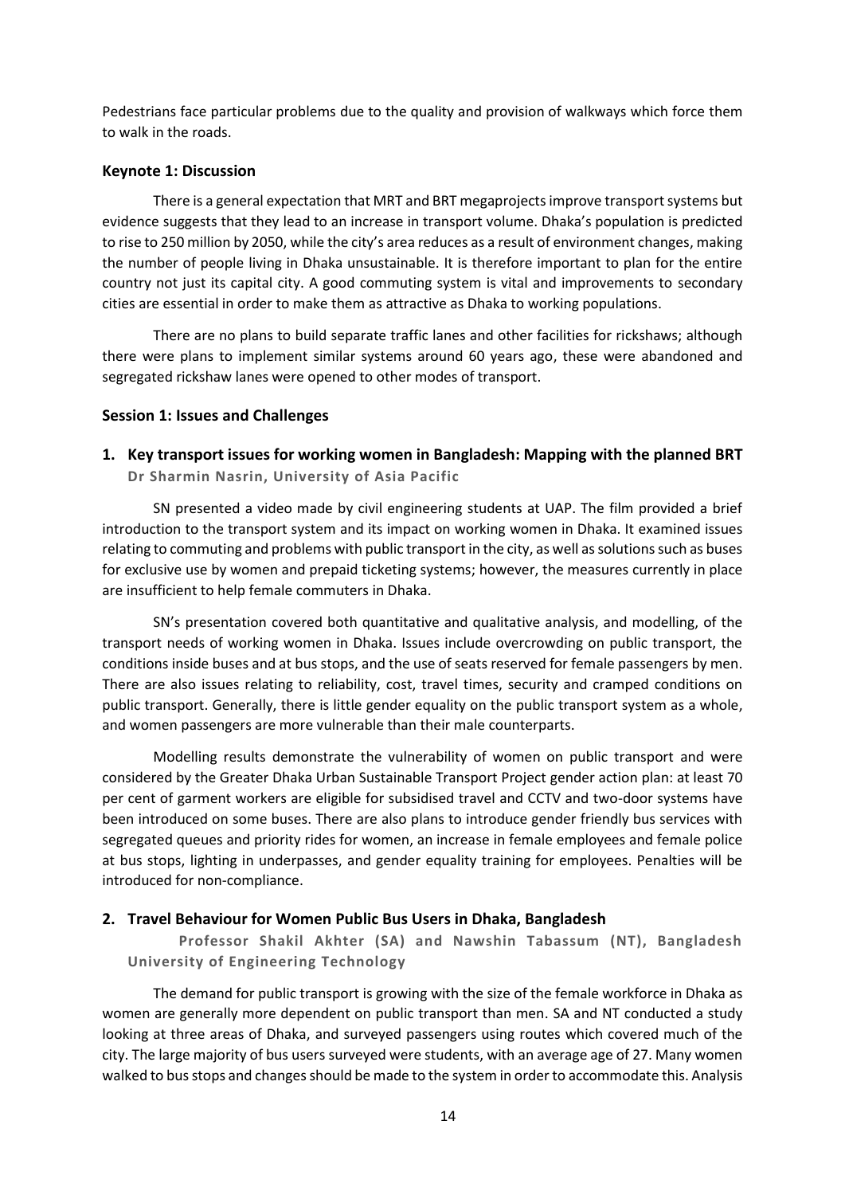Pedestrians face particular problems due to the quality and provision of walkways which force them to walk in the roads.

### Keynote 1: Discussion

There is a general expectation that MRT and BRT megaprojects improve transport systems but evidence suggests that they lead to an increase in transport volume. Dhaka's population is predicted to rise to 250 million by 2050, while the city's area reduces as a result of environment changes, making the number of people living in Dhaka unsustainable. It is therefore important to plan for the entire country not just its capital city. A good commuting system is vital and improvements to secondary cities are essential in order to make them as attractive as Dhaka to working populations.

There are no plans to build separate traffic lanes and other facilities for rickshaws; although there were plans to implement similar systems around 60 years ago, these were abandoned and segregated rickshaw lanes were opened to other modes of transport.

### Session 1: Issues and Challenges

#### 1. Key transport issues for working women in Bangladesh: Mapping with the planned BRT

**Dr Sharmin Nasrin, University of Asia Pacific**

SN presented a video made by civil engineering students at UAP. The film provided a brief introduction to the transport system and its impact on working women in Dhaka. It examined issues relating to commuting and problems with public transport in the city, as well as solutions such as buses for exclusive use by women and prepaid ticketing systems; however, the measures currently in place are insufficient to help female commuters in Dhaka.

SN's presentation covered both quantitative and qualitative analysis, and modelling, of the transport needs of working women in Dhaka. Issues include overcrowding on public transport, the conditions inside buses and at bus stops, and the use of seats reserved for female passengers by men. There are also issues relating to reliability, cost, travel times, security and cramped conditions on public transport. Generally, there is little gender equality on the public transport system as a whole, and women passengers are more vulnerable than their male counterparts.

Modelling results demonstrate the vulnerability of women on public transport and were considered by the Greater Dhaka Urban Sustainable Transport Project gender action plan: at least 70 per cent of garment workers are eligible for subsidised travel and CCTV and two-door systems have been introduced on some buses. There are also plans to introduce gender friendly bus services with segregated queues and priority rides for women, an increase in female employees and female police at bus stops, lighting in underpasses, and gender equality training for employees. Penalties will be introduced for non-compliance.

#### 2. Travel Behaviour for Women Public Bus Users in Dhaka, Bangladesh

**Professor Shakil Akhter (SA) and Nawshin Tabassum (NT), Bangladesh University of Engineering Technology**

The demand for public transport is growing with the size of the female workforce in Dhaka as women are generally more dependent on public transport than men. SA and NT conducted a study looking at three areas of Dhaka, and surveyed passengers using routes which covered much of the city. The large majority of bus users surveyed were students, with an average age of 27. Many women walked to bus stops and changes should be made to the system in order to accommodate this. Analysis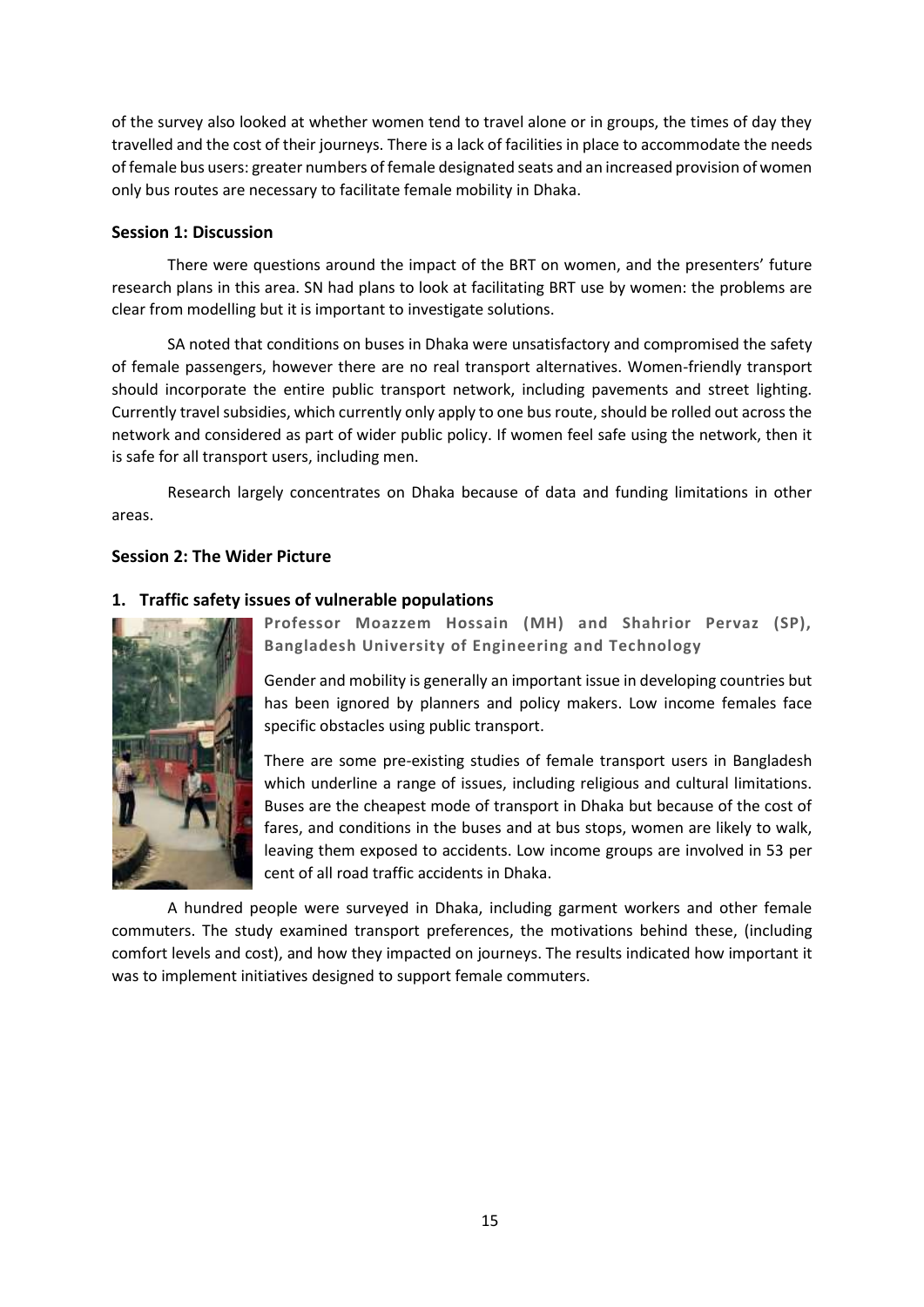of the survey also looked at whether women tend to travel alone or in groups, the times of day they travelled and the cost of their journeys. There is a lack of facilities in place to accommodate the needs of female bus users: greater numbers of female designated seats and an increased provision of women only bus routes are necessary to facilitate female mobility in Dhaka.

### Session 1: Discussion

There were questions around the impact of the BRT on women, and the presenters' future research plans in this area. SN had plans to look at facilitating BRT use by women: the problems are clear from modelling but it is important to investigate solutions.

SA noted that conditions on buses in Dhaka were unsatisfactory and compromised the safety of female passengers, however there are no real transport alternatives. Women-friendly transport should incorporate the entire public transport network, including pavements and street lighting. Currently travel subsidies, which currently only apply to one bus route, should be rolled out across the network and considered as part of wider public policy. If women feel safe using the network, then it is safe for all transport users, including men.

Research largely concentrates on Dhaka because of data and funding limitations in other areas.

### Session 2: The Wider Picture

#### 1. Traffic safety issues of vulnerable populations

**Professor Moazzem Hossain (MH) and Shahrior Pervaz (SP), Bangladesh University of Engineering and Technology**

Gender and mobility is generally an important issue in developing countries but has been ignored by planners and policy makers. Low income females face specific obstacles using public transport.

There are some pre-existing studies of female transport users in Bangladesh which underline a range of issues, including religious and cultural limitations. Buses are the cheapest mode of transport in Dhaka but because of the cost of fares, and conditions in the buses and at bus stops, women are likely to walk, leaving them exposed to accidents. Low income groups are involved in 53 per cent of all road traffic accidents in Dhaka.

A hundred people were surveyed in Dhaka, including garment workers and other female commuters. The study examined transport preferences, the motivations behind these, (including comfort levels and cost), and how they impacted on journeys. The results indicated how important it was to implement initiatives designed to support female commuters.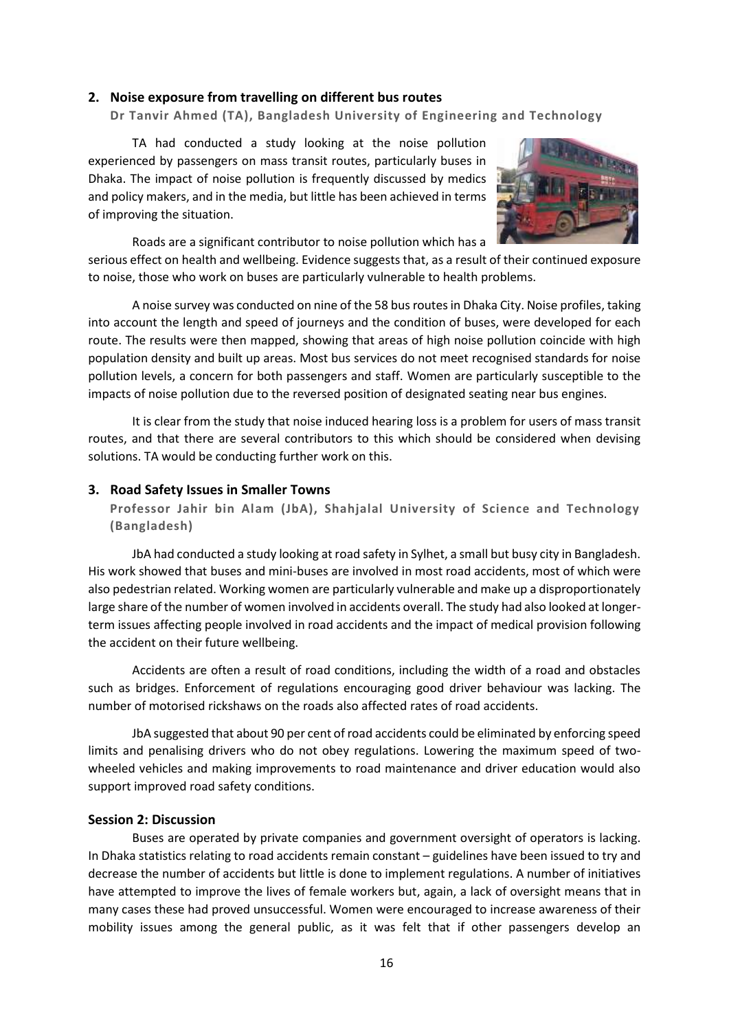## 2. Noise exposure from travelling on different bus routes

**Dr Tanvir Ahmed (TA), Bangladesh University of Engineering and Technology**

TA had conducted a study looking at the noise pollution experienced by passengers on mass transit routes, particularly buses in Dhaka. The impact of noise pollution is frequently discussed by medics and policy makers, and in the media, but little has been achieved in terms of improving the situation.

Roads are a significant contributor to noise pollution which has a serious effect on health and wellbeing. Evidence suggests that, as a result of their continued exposure to noise, those who work on buses are particularly vulnerable to health problems.

A noise survey was conducted on nine of the 58 bus routes in Dhaka City. Noise profiles, taking into account the length and speed of journeys and the condition of buses, were developed for each route. The results were then mapped, showing that areas of high noise pollution coincide with high population density and built up areas. Most bus services do not meet recognised standards for noise pollution levels, a concern for both passengers and staff. Women are particularly susceptible to the impacts of noise pollution due to the reversed position of designated seating near bus engines.

It is clear from the study that noise induced hearing loss is a problem for users of mass transit routes, and that there are several contributors to this which should be considered when devising solutions. TA would be conducting further work on this.

## 3. Road Safety Issues in Smaller Towns

**Professor Jahir bin Alam (JbA), Shahjalal University of Science and Technology (Bangladesh)**

JbA had conducted a study looking at road safety in Sylhet, a small but busy city in Bangladesh. His work showed that buses and mini-buses are involved in most road accidents, most of which were also pedestrian related. Working women are particularly vulnerable and make up a disproportionately large share of the number of women involved in accidents overall. The study had also looked at longer-term issues affecting people involved in road accidents and the impact of medical provision following the accident on their future wellbeing.

Accidents are often a result of road conditions, including the width of a road and obstacles such as bridges. Enforcement of regulations encouraging good driver behaviour was lacking. The number of motorised rickshaws on the roads also affected rates of road accidents.

JbA suggested that about 90 per cent of road accidents could be eliminated by enforcing speed limits and penalising drivers who do not obey regulations. Lowering the maximum speed of two-wheeled vehicles and making improvements to road maintenance and driver education would also support improved road safety conditions.

### Session 2: Discussion

Buses are operated by private companies and government oversight of operators is lacking. In Dhaka statistics relating to road accidents remain constant – guidelines have been issued to try and decrease the number of accidents but little is done to implement regulations. A number of initiatives have attempted to improve the lives of female workers but, again, a lack of oversight means that in many cases these had proved unsuccessful. Women were encouraged to increase awareness of their mobility issues among the general public, as it was felt that if other passengers develop an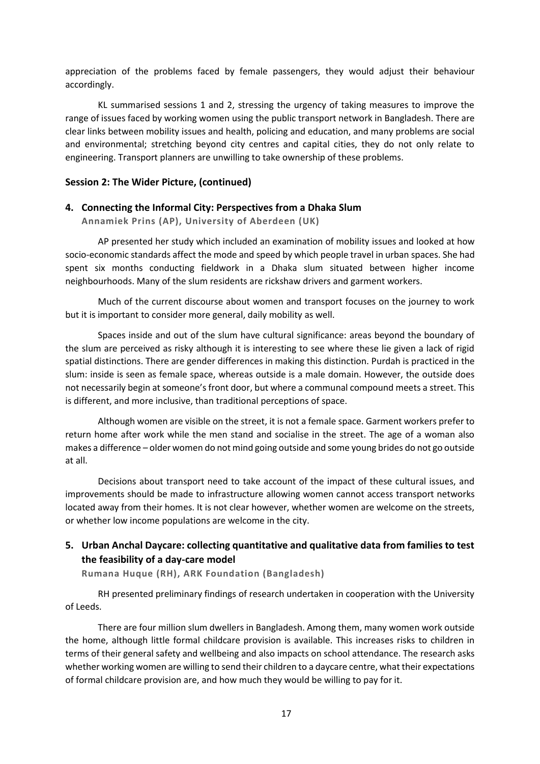appreciation of the problems faced by female passengers, they would adjust their behaviour accordingly.

KL summarised sessions 1 and 2, stressing the urgency of taking measures to improve the range of issues faced by working women using the public transport network in Bangladesh. There are clear links between mobility issues and health, policing and education, and many problems are social and environmental; stretching beyond city centres and capital cities, they do not only relate to engineering. Transport planners are unwilling to take ownership of these problems.

### Session 2: The Wider Picture, (continued)

#### 4. Connecting the Informal City: Perspectives from a Dhaka Slum

**Annamiek Prins (AP), University of Aberdeen (UK)**

AP presented her study which included an examination of mobility issues and looked at how socio-economic standards affect the mode and speed by which people travel in urban spaces. She had spent six months conducting fieldwork in a Dhaka slum situated between higher income neighbourhoods. Many of the slum residents are rickshaw drivers and garment workers.

Much of the current discourse about women and transport focuses on the journey to work but it is important to consider more general, daily mobility as well.

Spaces inside and out of the slum have cultural significance: areas beyond the boundary of the slum are perceived as risky although it is interesting to see where these lie given a lack of rigid spatial distinctions. There are gender differences in making this distinction. Purdah is practiced in the slum: inside is seen as female space, whereas outside is a male domain. However, the outside does not necessarily begin at someone's front door, but where a communal compound meets a street. This is different, and more inclusive, than traditional perceptions of space.

Although women are visible on the street, it is not a female space. Garment workers prefer to return home after work while the men stand and socialise in the street. The age of a woman also makes a difference – older women do not mind going outside and some young brides do not go outside at all.

Decisions about transport need to take account of the impact of these cultural issues, and improvements should be made to infrastructure allowing women cannot access transport networks located away from their homes. It is not clear however, whether women are welcome on the streets, or whether low income populations are welcome in the city.

#### 5. Urban Anchal Daycare: collecting quantitative and qualitative data from families to test the feasibility of a day-care model

**Rumana Huque (RH), ARK Foundation (Bangladesh)**

RH presented preliminary findings of research undertaken in cooperation with the University of Leeds.

There are four million slum dwellers in Bangladesh. Among them, many women work outside the home, although little formal childcare provision is available. This increases risks to children in terms of their general safety and wellbeing and also impacts on school attendance. The research asks whether working women are willing to send their children to a daycare centre, what their expectations of formal childcare provision are, and how much they would be willing to pay for it.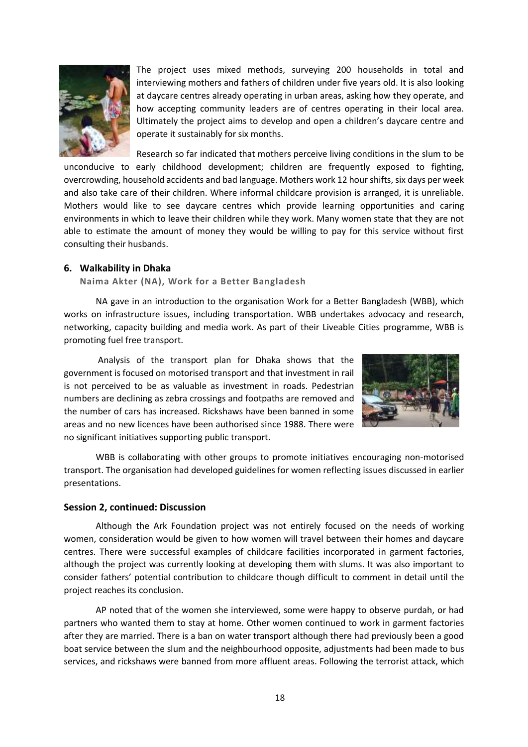The project uses mixed methods, surveying 200 households in total and interviewing mothers and fathers of children under five years old. It is also looking at daycare centres already operating in urban areas, asking how they operate, and how accepting community leaders are of centres operating in their local area. Ultimately the project aims to develop and open a children's daycare centre and operate it sustainably for six months.

Research so far indicated that mothers perceive living conditions in the slum to be unconducive to early childhood development; children are frequently exposed to fighting, overcrowding, household accidents and bad language. Mothers work 12 hour shifts, six days per week and also take care of their children. Where informal childcare provision is arranged, it is unreliable. Mothers would like to see daycare centres which provide learning opportunities and caring environments in which to leave their children while they work. Many women state that they are not able to estimate the amount of money they would be willing to pay for this service without first consulting their husbands.

### 6. Walkability in Dhaka

**Naima Akter (NA), Work for a Better Bangladesh**

NA gave in an introduction to the organisation Work for a Better Bangladesh (WBB), which works on infrastructure issues, including transportation. WBB undertakes advocacy and research, networking, capacity building and media work. As part of their Liveable Cities programme, WBB is promoting fuel free transport.

Analysis of the transport plan for Dhaka shows that the government is focused on motorised transport and that investment in rail is not perceived to be as valuable as investment in roads. Pedestrian numbers are declining as zebra crossings and footpaths are removed and the number of cars has increased. Rickshaws have been banned in some areas and no new licences have been authorised since 1988. There were no significant initiatives supporting public transport.

WBB is collaborating with other groups to promote initiatives encouraging non-motorised transport. The organisation had developed guidelines for women reflecting issues discussed in earlier presentations.

### Session 2, continued: Discussion

Although the Ark Foundation project was not entirely focused on the needs of working women, consideration would be given to how women will travel between their homes and daycare centres. There were successful examples of childcare facilities incorporated in garment factories, although the project was currently looking at developing them with slums. It was also important to consider fathers' potential contribution to childcare though difficult to comment in detail until the project reaches its conclusion.

AP noted that of the women she interviewed, some were happy to observe purdah, or had partners who wanted them to stay at home. Other women continued to work in garment factories after they are married. There is a ban on water transport although there had previously been a good boat service between the slum and the neighbourhood opposite, adjustments had been made to bus services, and rickshaws were banned from more affluent areas. Following the terrorist attack, which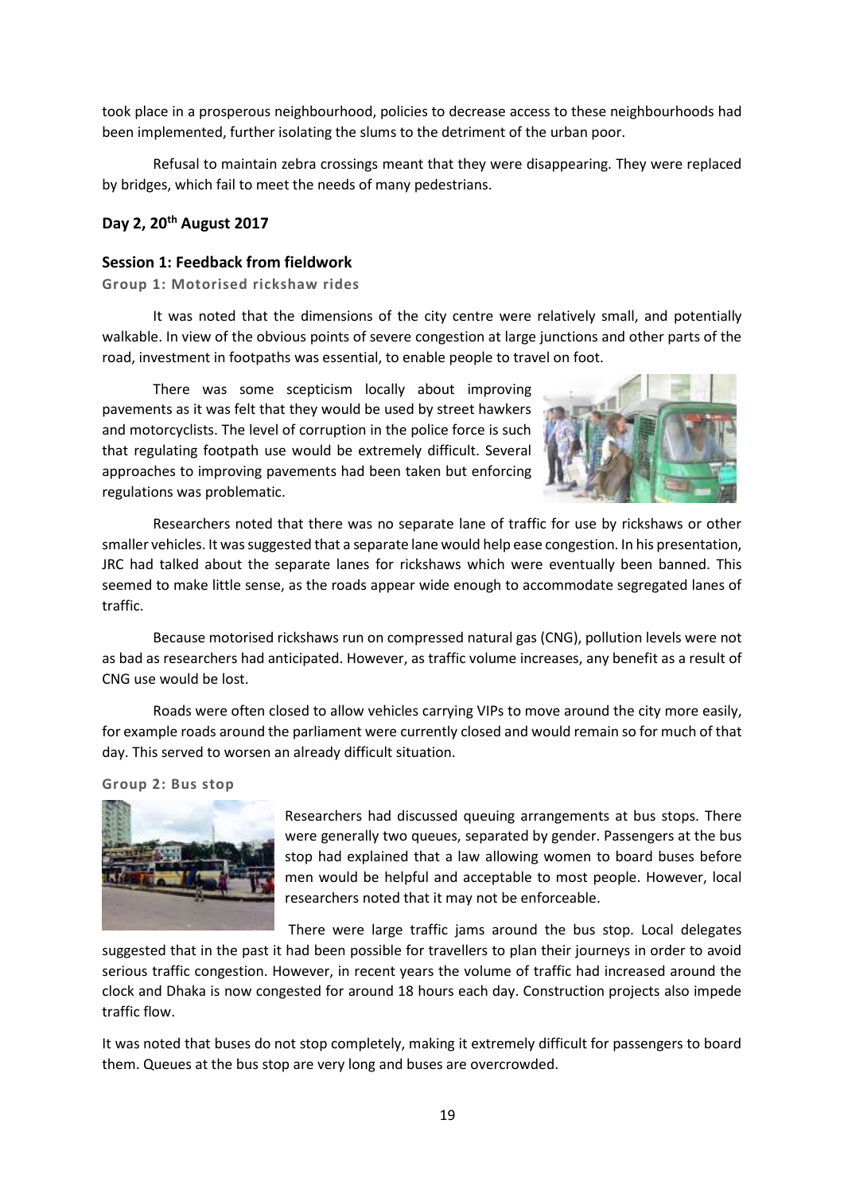took place in a prosperous neighbourhood, policies to decrease access to these neighbourhoods had been implemented, further isolating the slums to the detriment of the urban poor.

Refusal to maintain zebra crossings meant that they were disappearing. They were replaced by bridges, which fail to meet the needs of many pedestrians.

## Day 2, 20th August 2017

### Session 1: Feedback from fieldwork

#### Group 1: Motorised rickshaw rides

It was noted that the dimensions of the city centre were relatively small, and potentially walkable. In view of the obvious points of severe congestion at large junctions and other parts of the road, investment in footpaths was essential, to enable people to travel on foot.

There was some scepticism locally about improving pavements as it was felt that they would be used by street hawkers and motorcyclists. The level of corruption in the police force is such that regulating footpath use would be extremely difficult. Several approaches to improving pavements had been taken but enforcing regulations was problematic.

Researchers noted that there was no separate lane of traffic for use by rickshaws or other smaller vehicles. It was suggested that a separate lane would help ease congestion. In his presentation, JRC had talked about the separate lanes for rickshaws which were eventually been banned. This seemed to make little sense, as the roads appear wide enough to accommodate segregated lanes of traffic.

Because motorised rickshaws run on compressed natural gas (CNG), pollution levels were not as bad as researchers had anticipated. However, as traffic volume increases, any benefit as a result of CNG use would be lost.

Roads were often closed to allow vehicles carrying VIPs to move around the city more easily, for example roads around the parliament were currently closed and would remain so for much of that day. This served to worsen an already difficult situation.

#### Group 2: Bus stop

Researchers had discussed queuing arrangements at bus stops. There were generally two queues, separated by gender. Passengers at the bus stop had explained that a law allowing women to board buses before men would be helpful and acceptable to most people. However, local researchers noted that it may not be enforceable.

There were large traffic jams around the bus stop. Local delegates suggested that in the past it had been possible for travellers to plan their journeys in order to avoid serious traffic congestion. However, in recent years the volume of traffic had increased around the clock and Dhaka is now congested for around 18 hours each day. Construction projects also impede traffic flow.

It was noted that buses do not stop completely, making it extremely difficult for passengers to board them. Queues at the bus stop are very long and buses are overcrowded.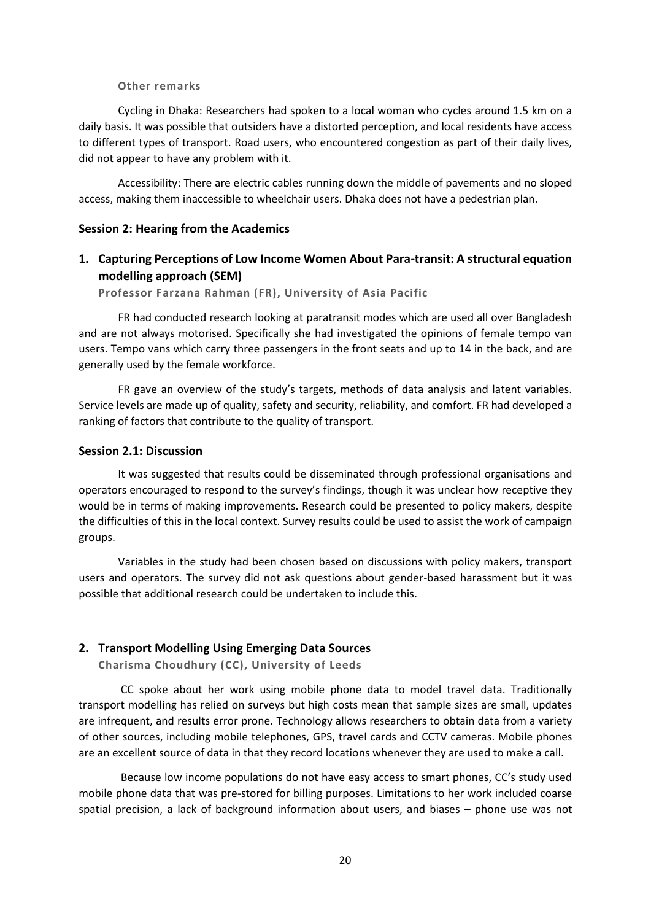#### Other remarks

Cycling in Dhaka: Researchers had spoken to a local woman who cycles around 1.5 km on a daily basis. It was possible that outsiders have a distorted perception, and local residents have access to different types of transport. Road users, who encountered congestion as part of their daily lives, did not appear to have any problem with it.

Accessibility: There are electric cables running down the middle of pavements and no sloped access, making them inaccessible to wheelchair users. Dhaka does not have a pedestrian plan.

### Session 2: Hearing from the Academics

### 1. Capturing Perceptions of Low Income Women About Para-transit: A structural equation modelling approach (SEM)

**Professor Farzana Rahman (FR), University of Asia Pacific**

FR had conducted research looking at paratransit modes which are used all over Bangladesh and are not always motorised. Specifically she had investigated the opinions of female tempo van users. Tempo vans which carry three passengers in the front seats and up to 14 in the back, and are generally used by the female workforce.

FR gave an overview of the study's targets, methods of data analysis and latent variables. Service levels are made up of quality, safety and security, reliability, and comfort. FR had developed a ranking of factors that contribute to the quality of transport.

### Session 2.1: Discussion

It was suggested that results could be disseminated through professional organisations and operators encouraged to respond to the survey's findings, though it was unclear how receptive they would be in terms of making improvements. Research could be presented to policy makers, despite the difficulties of this in the local context. Survey results could be used to assist the work of campaign groups.

Variables in the study had been chosen based on discussions with policy makers, transport users and operators. The survey did not ask questions about gender-based harassment but it was possible that additional research could be undertaken to include this.

### 2. Transport Modelling Using Emerging Data Sources

**Charisma Choudhury (CC), University of Leeds**

CC spoke about her work using mobile phone data to model travel data. Traditionally transport modelling has relied on surveys but high costs mean that sample sizes are small, updates are infrequent, and results error prone. Technology allows researchers to obtain data from a variety of other sources, including mobile telephones, GPS, travel cards and CCTV cameras. Mobile phones are an excellent source of data in that they record locations whenever they are used to make a call.

Because low income populations do not have easy access to smart phones, CC's study used mobile phone data that was pre-stored for billing purposes. Limitations to her work included coarse spatial precision, a lack of background information about users, and biases – phone use was not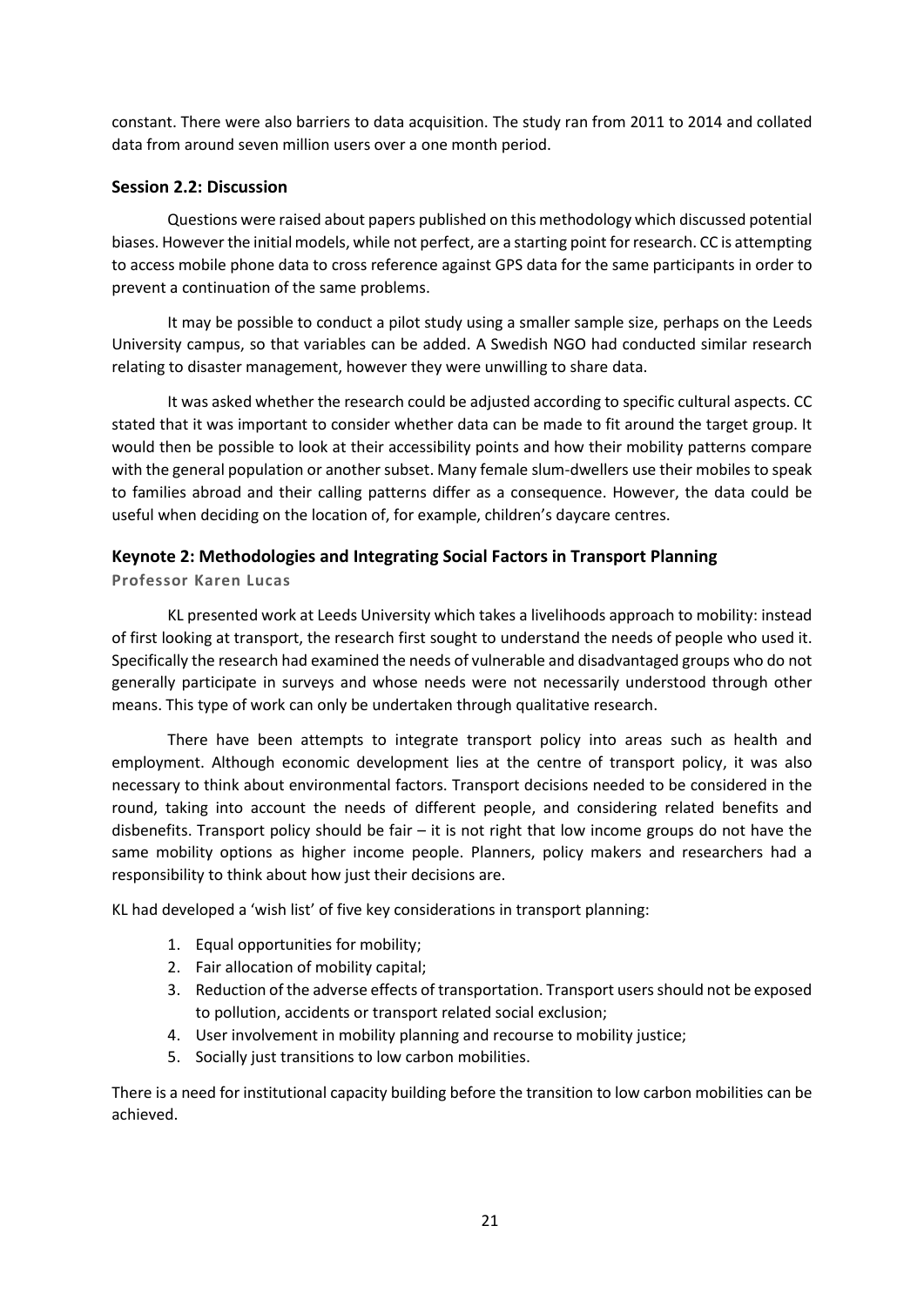constant. There were also barriers to data acquisition. The study ran from 2011 to 2014 and collated data from around seven million users over a one month period.

### Session 2.2: Discussion

Questions were raised about papers published on this methodology which discussed potential biases. However the initial models, while not perfect, are a starting point for research. CC is attempting to access mobile phone data to cross reference against GPS data for the same participants in order to prevent a continuation of the same problems.

It may be possible to conduct a pilot study using a smaller sample size, perhaps on the Leeds University campus, so that variables can be added. A Swedish NGO had conducted similar research relating to disaster management, however they were unwilling to share data.

It was asked whether the research could be adjusted according to specific cultural aspects. CC stated that it was important to consider whether data can be made to fit around the target group. It would then be possible to look at their accessibility points and how their mobility patterns compare with the general population or another subset. Many female slum-dwellers use their mobiles to speak to families abroad and their calling patterns differ as a consequence. However, the data could be useful when deciding on the location of, for example, children's daycare centres.

### Keynote 2: Methodologies and Integrating Social Factors in Transport Planning

**Professor Karen Lucas**

KL presented work at Leeds University which takes a livelihoods approach to mobility: instead of first looking at transport, the research first sought to understand the needs of people who used it. Specifically the research had examined the needs of vulnerable and disadvantaged groups who do not generally participate in surveys and whose needs were not necessarily understood through other means. This type of work can only be undertaken through qualitative research.

There have been attempts to integrate transport policy into areas such as health and employment. Although economic development lies at the centre of transport policy, it was also necessary to think about environmental factors. Transport decisions needed to be considered in the round, taking into account the needs of different people, and considering related benefits and disbenefits. Transport policy should be fair – it is not right that low income groups do not have the same mobility options as higher income people. Planners, policy makers and researchers had a responsibility to think about how just their decisions are.

KL had developed a 'wish list' of five key considerations in transport planning:

1. Equal opportunities for mobility;
2. Fair allocation of mobility capital;
3. Reduction of the adverse effects of transportation. Transport users should not be exposed to pollution, accidents or transport related social exclusion;
4. User involvement in mobility planning and recourse to mobility justice;
5. Socially just transitions to low carbon mobilities.

There is a need for institutional capacity building before the transition to low carbon mobilities can be achieved.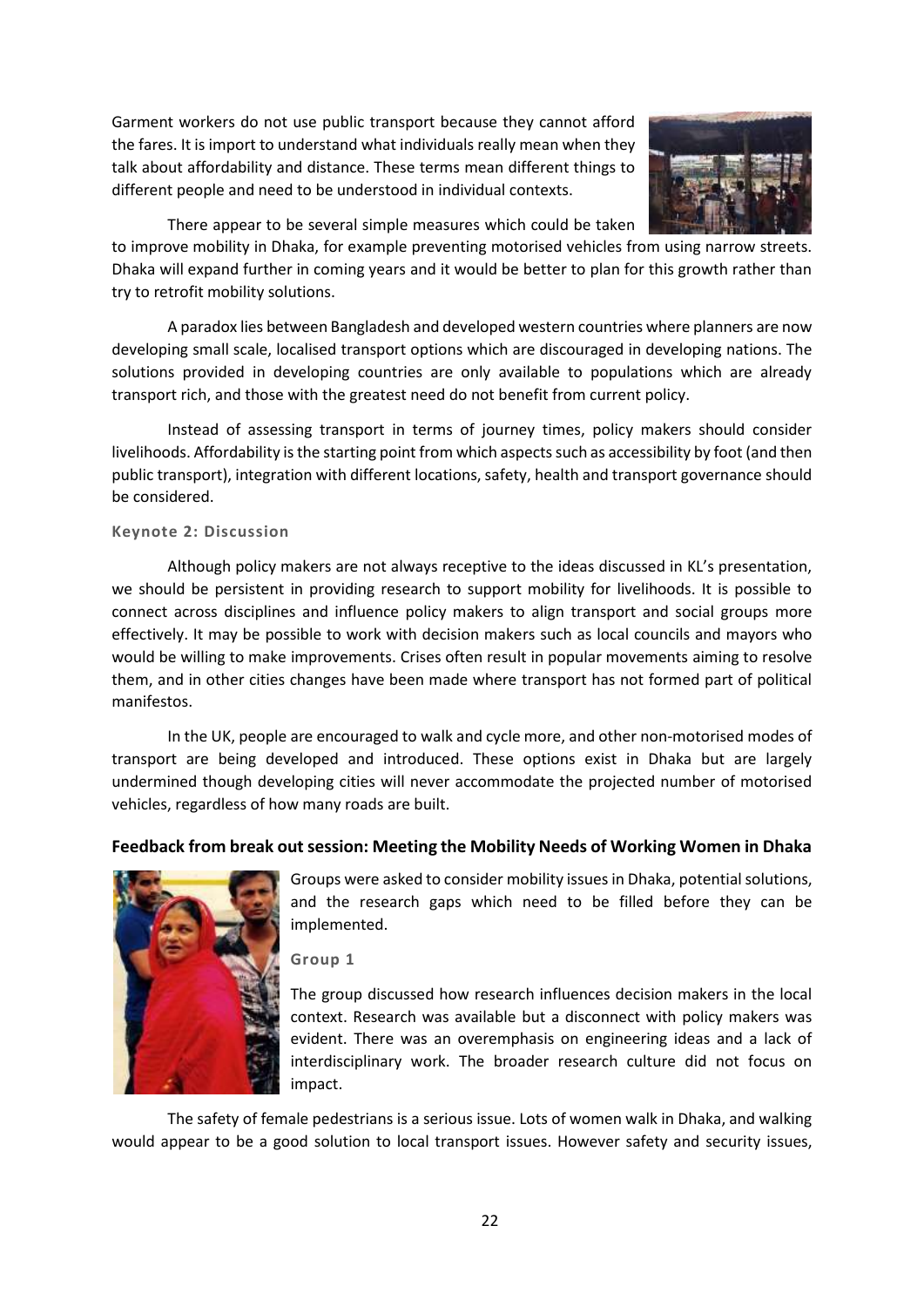Garment workers do not use public transport because they cannot afford the fares. It is import to understand what individuals really mean when they talk about affordability and distance. These terms mean different things to different people and need to be understood in individual contexts.

There appear to be several simple measures which could be taken to improve mobility in Dhaka, for example preventing motorised vehicles from using narrow streets. Dhaka will expand further in coming years and it would be better to plan for this growth rather than try to retrofit mobility solutions.

A paradox lies between Bangladesh and developed western countries where planners are now developing small scale, localised transport options which are discouraged in developing nations. The solutions provided in developing countries are only available to populations which are already transport rich, and those with the greatest need do not benefit from current policy.

Instead of assessing transport in terms of journey times, policy makers should consider livelihoods. Affordability is the starting point from which aspects such as accessibility by foot (and then public transport), integration with different locations, safety, health and transport governance should be considered.

#### Keynote 2: Discussion

Although policy makers are not always receptive to the ideas discussed in KL's presentation, we should be persistent in providing research to support mobility for livelihoods. It is possible to connect across disciplines and influence policy makers to align transport and social groups more effectively. It may be possible to work with decision makers such as local councils and mayors who would be willing to make improvements. Crises often result in popular movements aiming to resolve them, and in other cities changes have been made where transport has not formed part of political manifestos.

In the UK, people are encouraged to walk and cycle more, and other non-motorised modes of transport are being developed and introduced. These options exist in Dhaka but are largely undermined though developing cities will never accommodate the projected number of motorised vehicles, regardless of how many roads are built.

### Feedback from break out session: Meeting the Mobility Needs of Working Women in Dhaka

Groups were asked to consider mobility issues in Dhaka, potential solutions, and the research gaps which need to be filled before they can be implemented.

#### Group 1

The group discussed how research influences decision makers in the local context. Research was available but a disconnect with policy makers was evident. There was an overemphasis on engineering ideas and a lack of interdisciplinary work. The broader research culture did not focus on impact.

The safety of female pedestrians is a serious issue. Lots of women walk in Dhaka, and walking would appear to be a good solution to local transport issues. However safety and security issues,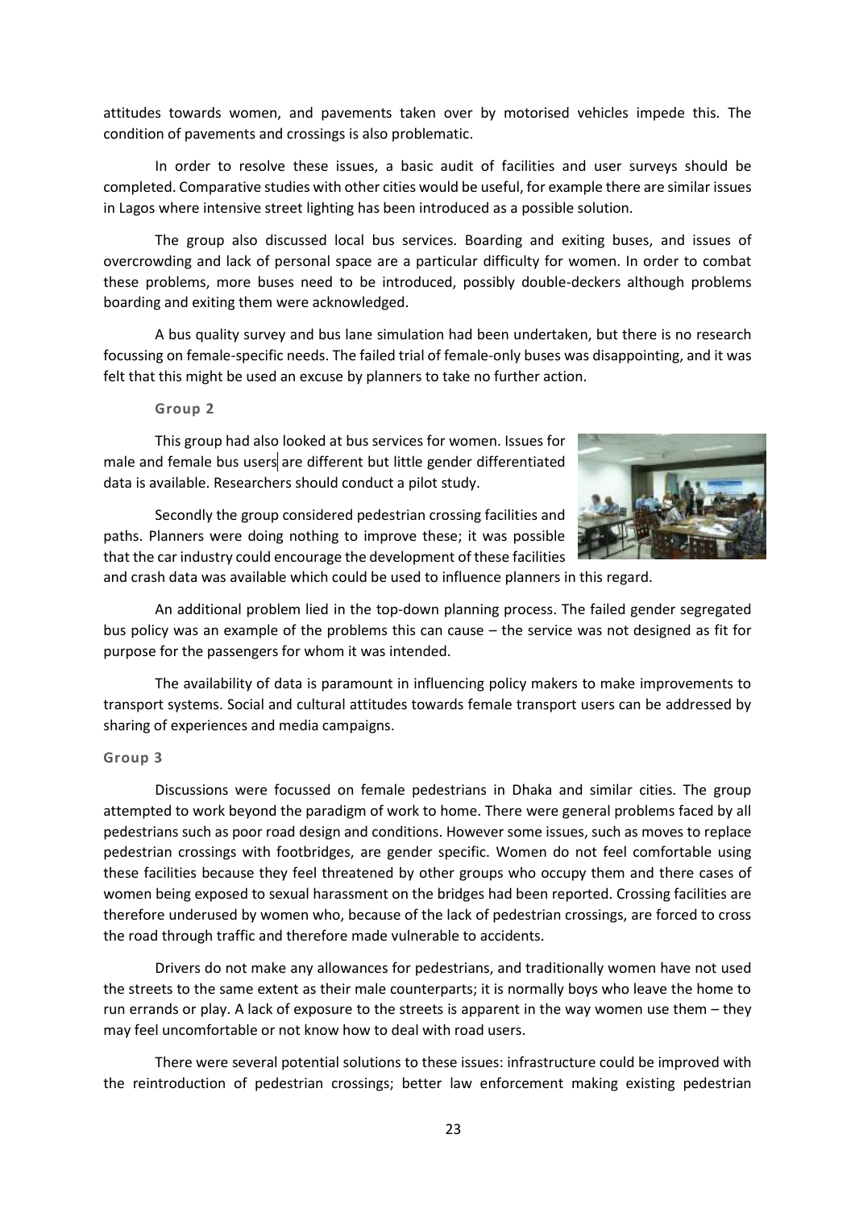attitudes towards women, and pavements taken over by motorised vehicles impede this. The condition of pavements and crossings is also problematic.

In order to resolve these issues, a basic audit of facilities and user surveys should be completed. Comparative studies with other cities would be useful, for example there are similar issues in Lagos where intensive street lighting has been introduced as a possible solution.

The group also discussed local bus services. Boarding and exiting buses, and issues of overcrowding and lack of personal space are a particular difficulty for women. In order to combat these problems, more buses need to be introduced, possibly double-deckers although problems boarding and exiting them were acknowledged.

A bus quality survey and bus lane simulation had been undertaken, but there is no research focussing on female-specific needs. The failed trial of female-only buses was disappointing, and it was felt that this might be used an excuse by planners to take no further action.

### Group 2

This group had also looked at bus services for women. Issues for male and female bus users are different but little gender differentiated data is available. Researchers should conduct a pilot study.

Secondly the group considered pedestrian crossing facilities and paths. Planners were doing nothing to improve these; it was possible that the car industry could encourage the development of these facilities and crash data was available which could be used to influence planners in this regard.

An additional problem lied in the top-down planning process. The failed gender segregated bus policy was an example of the problems this can cause – the service was not designed as fit for purpose for the passengers for whom it was intended.

The availability of data is paramount in influencing policy makers to make improvements to transport systems. Social and cultural attitudes towards female transport users can be addressed by sharing of experiences and media campaigns.

### Group 3

Discussions were focussed on female pedestrians in Dhaka and similar cities. The group attempted to work beyond the paradigm of work to home. There were general problems faced by all pedestrians such as poor road design and conditions. However some issues, such as moves to replace pedestrian crossings with footbridges, are gender specific. Women do not feel comfortable using these facilities because they feel threatened by other groups who occupy them and there cases of women being exposed to sexual harassment on the bridges had been reported. Crossing facilities are therefore underused by women who, because of the lack of pedestrian crossings, are forced to cross the road through traffic and therefore made vulnerable to accidents.

Drivers do not make any allowances for pedestrians, and traditionally women have not used the streets to the same extent as their male counterparts; it is normally boys who leave the home to run errands or play. A lack of exposure to the streets is apparent in the way women use them – they may feel uncomfortable or not know how to deal with road users.

There were several potential solutions to these issues: infrastructure could be improved with the reintroduction of pedestrian crossings; better law enforcement making existing pedestrian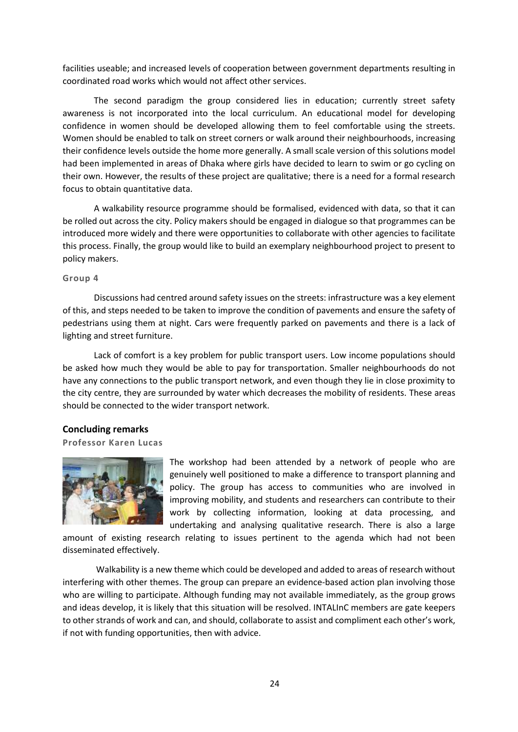facilities useable; and increased levels of cooperation between government departments resulting in coordinated road works which would not affect other services.

The second paradigm the group considered lies in education; currently street safety awareness is not incorporated into the local curriculum. An educational model for developing confidence in women should be developed allowing them to feel comfortable using the streets. Women should be enabled to talk on street corners or walk around their neighbourhoods, increasing their confidence levels outside the home more generally. A small scale version of this solutions model had been implemented in areas of Dhaka where girls have decided to learn to swim or go cycling on their own. However, the results of these project are qualitative; there is a need for a formal research focus to obtain quantitative data.

A walkability resource programme should be formalised, evidenced with data, so that it can be rolled out across the city. Policy makers should be engaged in dialogue so that programmes can be introduced more widely and there were opportunities to collaborate with other agencies to facilitate this process. Finally, the group would like to build an exemplary neighbourhood project to present to policy makers.

#### Group 4

Discussions had centred around safety issues on the streets: infrastructure was a key element of this, and steps needed to be taken to improve the condition of pavements and ensure the safety of pedestrians using them at night. Cars were frequently parked on pavements and there is a lack of lighting and street furniture.

Lack of comfort is a key problem for public transport users. Low income populations should be asked how much they would be able to pay for transportation. Smaller neighbourhoods do not have any connections to the public transport network, and even though they lie in close proximity to the city centre, they are surrounded by water which decreases the mobility of residents. These areas should be connected to the wider transport network.

### Concluding remarks

#### Professor Karen Lucas

The workshop had been attended by a network of people who are genuinely well positioned to make a difference to transport planning and policy. The group has access to communities who are involved in improving mobility, and students and researchers can contribute to their work by collecting information, looking at data processing, and undertaking and analysing qualitative research. There is also a large amount of existing research relating to issues pertinent to the agenda which had not been disseminated effectively.

Walkability is a new theme which could be developed and added to areas of research without interfering with other themes. The group can prepare an evidence-based action plan involving those who are willing to participate. Although funding may not available immediately, as the group grows and ideas develop, it is likely that this situation will be resolved. INTALInC members are gate keepers to other strands of work and can, and should, collaborate to assist and compliment each other's work, if not with funding opportunities, then with advice.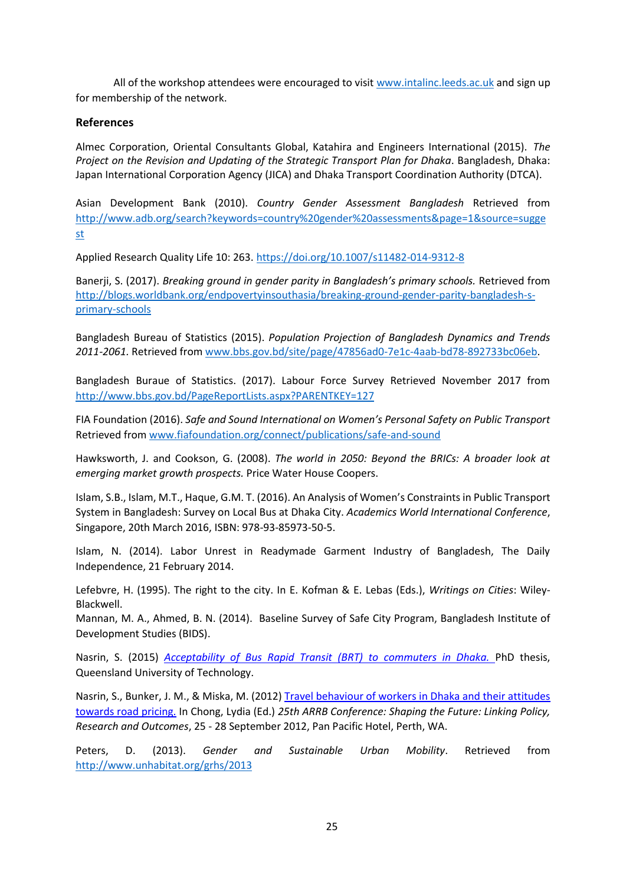All of the workshop attendees were encouraged to visit www.intalinc.leeds.ac.uk and sign up for membership of the network.

## References

Almec Corporation, Oriental Consultants Global, Katahira and Engineers International (2015). *The Project on the Revision and Updating of the Strategic Transport Plan for Dhaka*. Bangladesh, Dhaka: Japan International Corporation Agency (JICA) and Dhaka Transport Coordination Authority (DTCA).

Asian Development Bank (2010). *Country Gender Assessment Bangladesh* Retrieved from http://www.adb.org/search?keywords=country%20gender%20assessments&page=1&source=suggest

Applied Research Quality Life 10: 263. https://doi.org/10.1007/s11482-014-9312-8

Banerji, S. (2017). *Breaking ground in gender parity in Bangladesh's primary schools.* Retrieved from http://blogs.worldbank.org/endpovertyinsouthasia/breaking-ground-gender-parity-bangladesh-s-primary-schools

Bangladesh Bureau of Statistics (2015). *Population Projection of Bangladesh Dynamics and Trends 2011-2061*. Retrieved from www.bbs.gov.bd/site/page/47856ad0-7e1c-4aab-bd78-892733bc06eb.

Bangladesh Buraue of Statistics. (2017). Labour Force Survey Retrieved November 2017 from http://www.bbs.gov.bd/PageReportLists.aspx?PARENTKEY=127

FIA Foundation (2016). *Safe and Sound International on Women's Personal Safety on Public Transport* Retrieved from www.fiafoundation.org/connect/publications/safe-and-sound

Hawksworth, J. and Cookson, G. (2008). *The world in 2050: Beyond the BRICs: A broader look at emerging market growth prospects.* Price Water House Coopers.

Islam, S.B., Islam, M.T., Haque, G.M. T. (2016). An Analysis of Women's Constraints in Public Transport System in Bangladesh: Survey on Local Bus at Dhaka City. *Academics World International Conference*, Singapore, 20th March 2016, ISBN: 978-93-85973-50-5.

Islam, N. (2014). Labor Unrest in Readymade Garment Industry of Bangladesh, The Daily Independence, 21 February 2014.

Lefebvre, H. (1995). The right to the city. In E. Kofman & E. Lebas (Eds.), *Writings on Cities*: Wiley-Blackwell.

Mannan, M. A., Ahmed, B. N. (2014). Baseline Survey of Safe City Program, Bangladesh Institute of Development Studies (BIDS).

Nasrin, S. (2015) *Acceptability of Bus Rapid Transit (BRT) to commuters in Dhaka.* PhD thesis, Queensland University of Technology.

Nasrin, S., Bunker, J. M., & Miska, M. (2012) Travel behaviour of workers in Dhaka and their attitudes towards road pricing. In Chong, Lydia (Ed.) *25th ARRB Conference: Shaping the Future: Linking Policy, Research and Outcomes*, 25 - 28 September 2012, Pan Pacific Hotel, Perth, WA.

Peters, D. (2013). *Gender and Sustainable Urban Mobility*. Retrieved from http://www.unhabitat.org/grhs/2013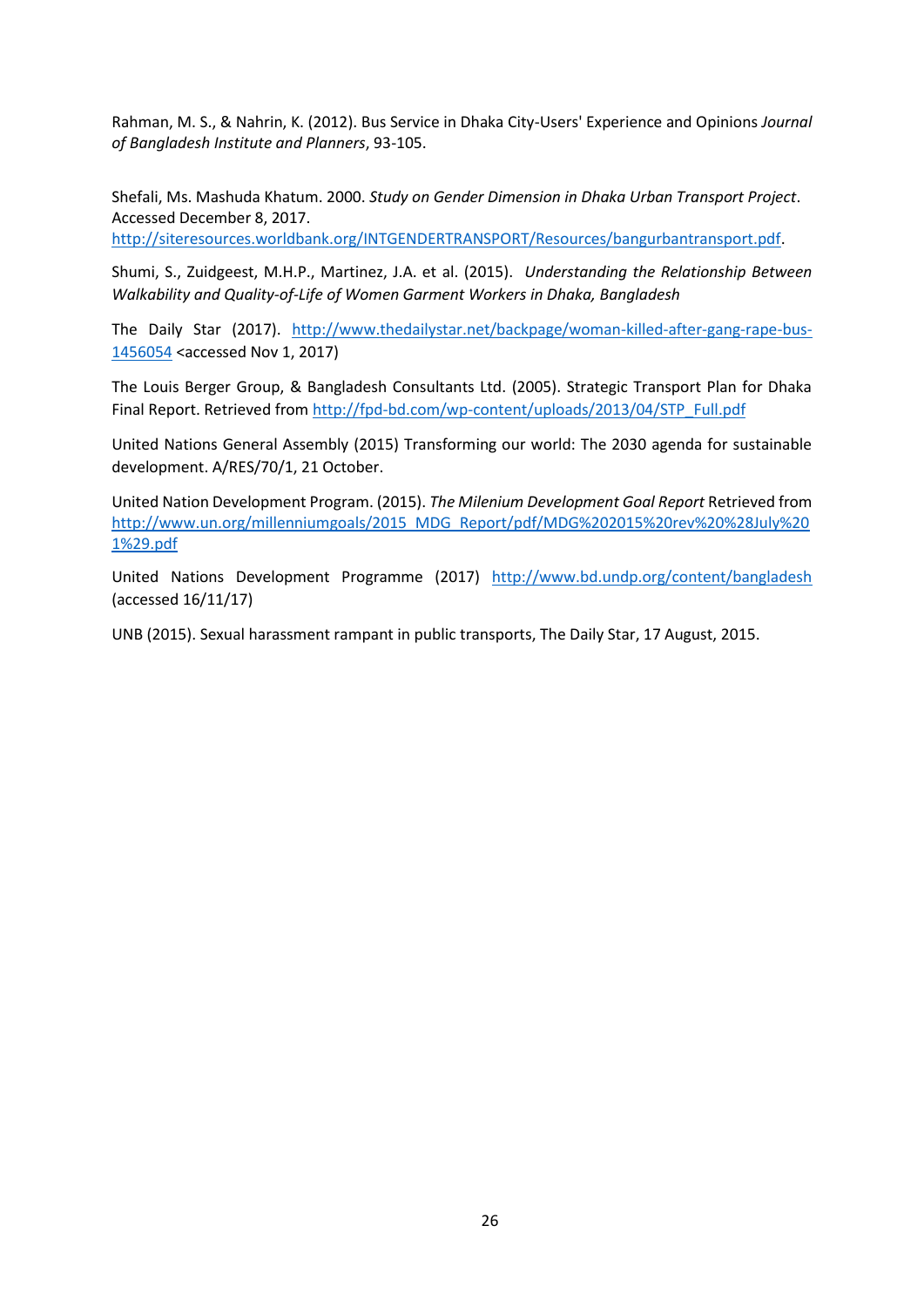Rahman, M. S., & Nahrin, K. (2012). Bus Service in Dhaka City-Users' Experience and Opinions *Journal of Bangladesh Institute and Planners*, 93-105.

Shefali, Ms. Mashuda Khatum. 2000. *Study on Gender Dimension in Dhaka Urban Transport Project*. Accessed December 8, 2017. http://siteresources.worldbank.org/INTGENDERTRANSPORT/Resources/bangurbantransport.pdf.

Shumi, S., Zuidgeest, M.H.P., Martinez, J.A. et al. (2015). *Understanding the Relationship Between Walkability and Quality-of-Life of Women Garment Workers in Dhaka, Bangladesh*

The Daily Star (2017). http://www.thedailystar.net/backpage/woman-killed-after-gang-rape-bus-1456054 <accessed Nov 1, 2017)

The Louis Berger Group, & Bangladesh Consultants Ltd. (2005). Strategic Transport Plan for Dhaka Final Report. Retrieved from http://fpd-bd.com/wp-content/uploads/2013/04/STP_Full.pdf

United Nations General Assembly (2015) Transforming our world: The 2030 agenda for sustainable development. A/RES/70/1, 21 October.

United Nation Development Program. (2015). *The Milenium Development Goal Report* Retrieved from http://www.un.org/millenniumgoals/2015_MDG_Report/pdf/MDG%202015%20rev%20%28July%201%29.pdf

United Nations Development Programme (2017) http://www.bd.undp.org/content/bangladesh (accessed 16/11/17)

UNB (2015). Sexual harassment rampant in public transports, The Daily Star, 17 August, 2015.